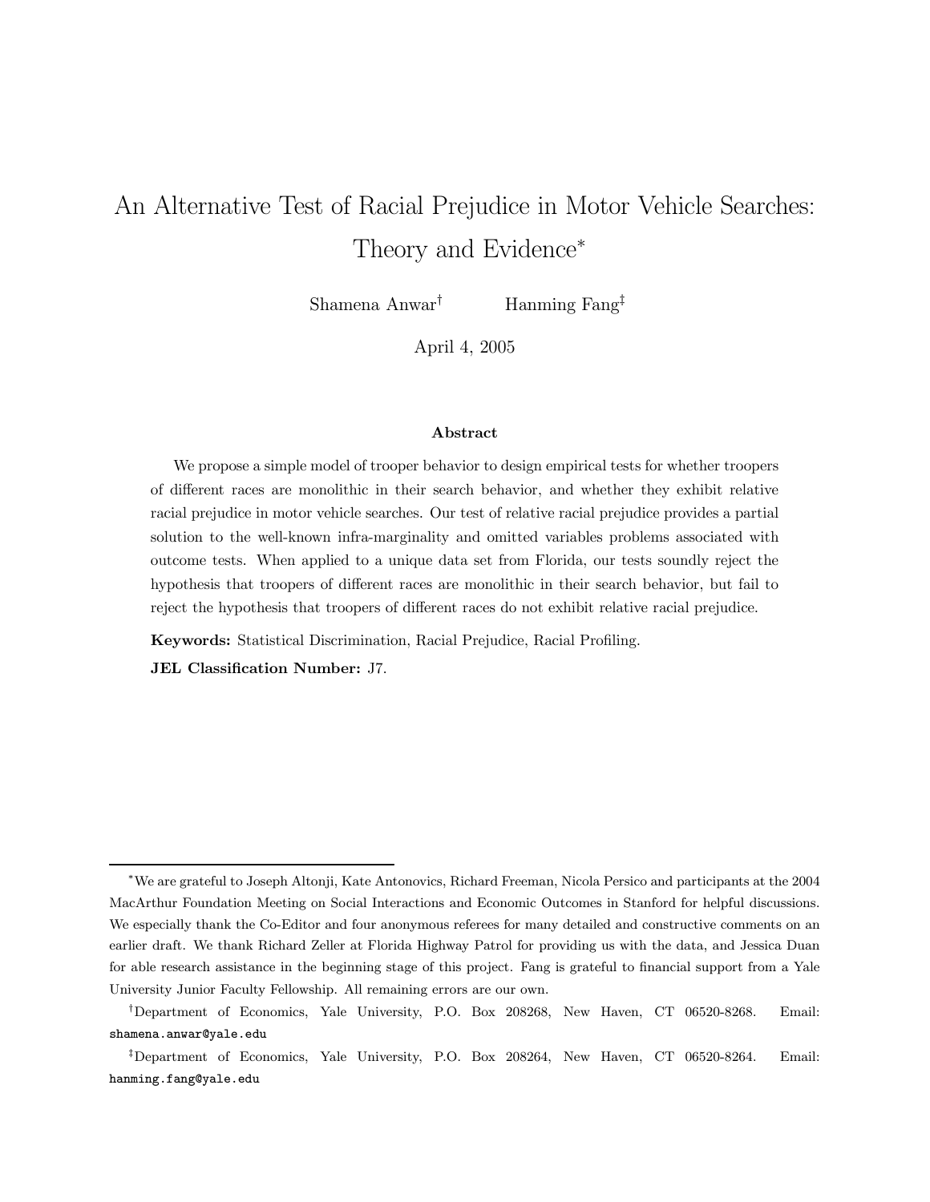# An Alternative Test of Racial Prejudice in Motor Vehicle Searches: Theory and Evidence[*]

Shamena Anwar[†] Hanming Fang[‡]

April 4, 2005

### Abstract

We propose a simple model of trooper behavior to design empirical tests for whether troopers of different races are monolithic in their search behavior, and whether they exhibit relative racial prejudice in motor vehicle searches. Our test of relative racial prejudice provides a partial solution to the well-known infra-marginality and omitted variables problems associated with outcome tests. When applied to a unique data set from Florida, our tests soundly reject the hypothesis that troopers of different races are monolithic in their search behavior, but fail to reject the hypothesis that troopers of different races do not exhibit relative racial prejudice.

**Keywords:** Statistical Discrimination, Racial Prejudice, Racial Profiling.

**JEL Classification Number:** J7.

---

[*] We are grateful to Joseph Altonji, Kate Antonovics, Richard Freeman, Nicola Persico and participants at the 2004 MacArthur Foundation Meeting on Social Interactions and Economic Outcomes in Stanford for helpful discussions. We especially thank the Co-Editor and four anonymous referees for many detailed and constructive comments on an earlier draft. We thank Richard Zeller at Florida Highway Patrol for providing us with the data, and Jessica Duan for able research assistance in the beginning stage of this project. Fang is grateful to financial support from a Yale University Junior Faculty Fellowship. All remaining errors are our own.

[†] Department of Economics, Yale University, P.O. Box 208268, New Haven, CT 06520-8268. Email: shamena.anwar@yale.edu

[‡] Department of Economics, Yale University, P.O. Box 208264, New Haven, CT 06520-8264. Email: hanming.fang@yale.edu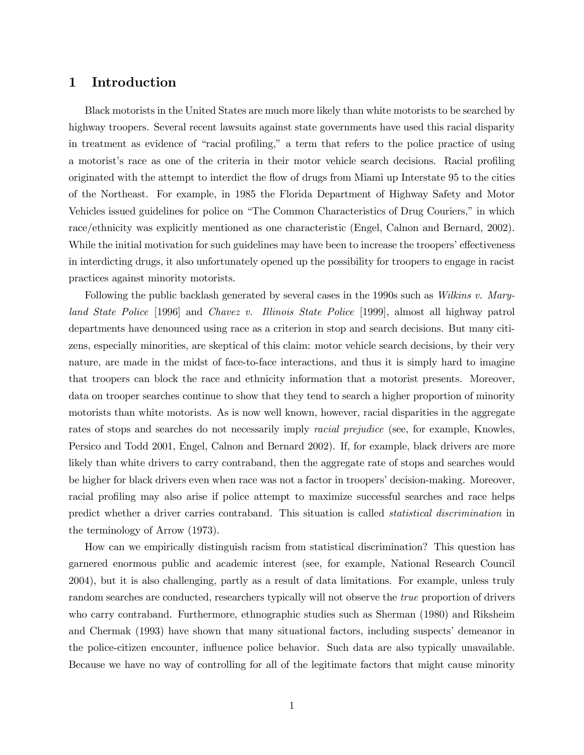## 1 Introduction

Black motorists in the United States are much more likely than white motorists to be searched by highway troopers. Several recent lawsuits against state governments have used this racial disparity in treatment as evidence of "racial profiling," a term that refers to the police practice of using a motorist's race as one of the criteria in their motor vehicle search decisions. Racial profiling originated with the attempt to interdict the flow of drugs from Miami up Interstate 95 to the cities of the Northeast. For example, in 1985 the Florida Department of Highway Safety and Motor Vehicles issued guidelines for police on "The Common Characteristics of Drug Couriers," in which race/ethnicity was explicitly mentioned as one characteristic (Engel, Calnon and Bernard, 2002). While the initial motivation for such guidelines may have been to increase the troopers' effectiveness in interdicting drugs, it also unfortunately opened up the possibility for troopers to engage in racist practices against minority motorists.

Following the public backlash generated by several cases in the 1990s such as *Wilkins v. Maryland State Police* [1996] and *Chavez v. Illinois State Police* [1999], almost all highway patrol departments have denounced using race as a criterion in stop and search decisions. But many citizens, especially minorities, are skeptical of this claim: motor vehicle search decisions, by their very nature, are made in the midst of face-to-face interactions, and thus it is simply hard to imagine that troopers can block the race and ethnicity information that a motorist presents. Moreover, data on trooper searches continue to show that they tend to search a higher proportion of minority motorists than white motorists. As is now well known, however, racial disparities in the aggregate rates of stops and searches do not necessarily imply *racial prejudice* (see, for example, Knowles, Persico and Todd 2001, Engel, Calnon and Bernard 2002). If, for example, black drivers are more likely than white drivers to carry contraband, then the aggregate rate of stops and searches would be higher for black drivers even when race was not a factor in troopers' decision-making. Moreover, racial profiling may also arise if police attempt to maximize successful searches and race helps predict whether a driver carries contraband. This situation is called *statistical discrimination* in the terminology of Arrow (1973).

How can we empirically distinguish racism from statistical discrimination? This question has garnered enormous public and academic interest (see, for example, National Research Council 2004), but it is also challenging, partly as a result of data limitations. For example, unless truly random searches are conducted, researchers typically will not observe the *true* proportion of drivers who carry contraband. Furthermore, ethnographic studies such as Sherman (1980) and Riksheim and Chermak (1993) have shown that many situational factors, including suspects' demeanor in the police-citizen encounter, influence police behavior. Such data are also typically unavailable. Because we have no way of controlling for all of the legitimate factors that might cause minority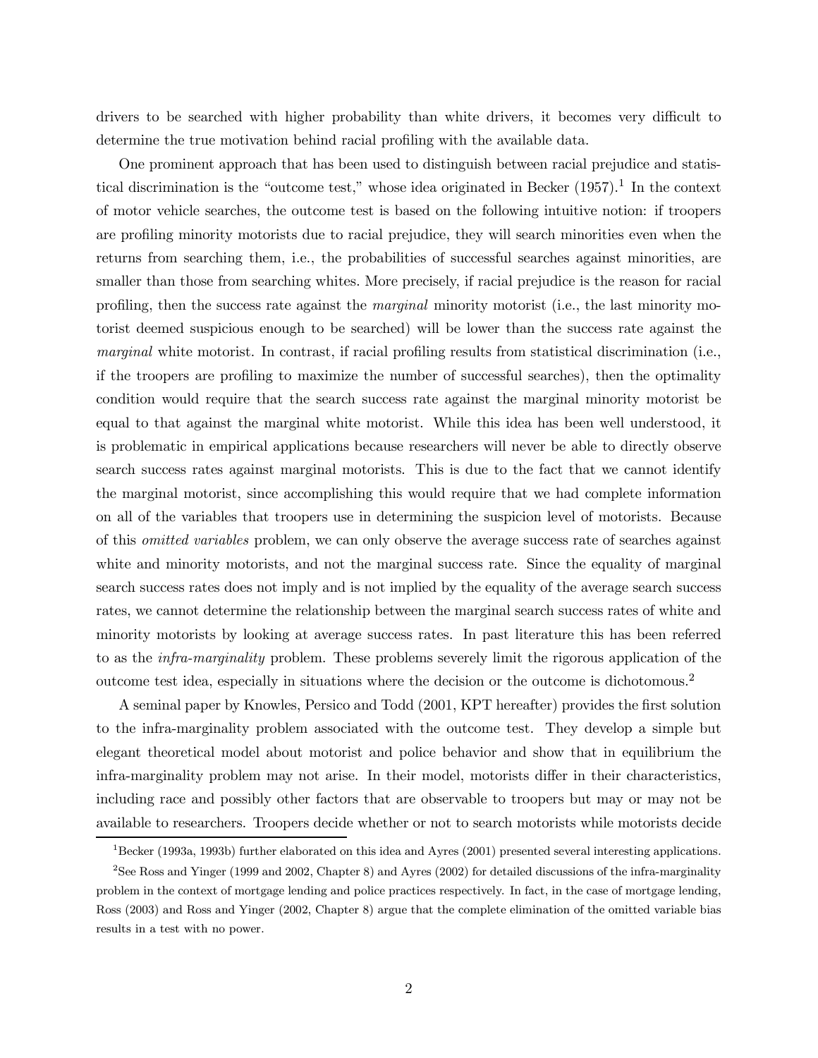drivers to be searched with higher probability than white drivers, it becomes very difficult to determine the true motivation behind racial profiling with the available data.

One prominent approach that has been used to distinguish between racial prejudice and statistical discrimination is the "outcome test," whose idea originated in Becker (1957).[1] In the context of motor vehicle searches, the outcome test is based on the following intuitive notion: if troopers are profiling minority motorists due to racial prejudice, they will search minorities even when the returns from searching them, i.e., the probabilities of successful searches against minorities, are smaller than those from searching whites. More precisely, if racial prejudice is the reason for racial profiling, then the success rate against the *marginal* minority motorist (i.e., the last minority motorist deemed suspicious enough to be searched) will be lower than the success rate against the *marginal* white motorist. In contrast, if racial profiling results from statistical discrimination (i.e., if the troopers are profiling to maximize the number of successful searches), then the optimality condition would require that the search success rate against the marginal minority motorist be equal to that against the marginal white motorist. While this idea has been well understood, it is problematic in empirical applications because researchers will never be able to directly observe search success rates against marginal motorists. This is due to the fact that we cannot identify the marginal motorist, since accomplishing this would require that we had complete information on all of the variables that troopers use in determining the suspicion level of motorists. Because of this *omitted variables* problem, we can only observe the average success rate of searches against white and minority motorists, and not the marginal success rate. Since the equality of marginal search success rates does not imply and is not implied by the equality of the average search success rates, we cannot determine the relationship between the marginal search success rates of white and minority motorists by looking at average success rates. In past literature this has been referred to as the *infra-marginality* problem. These problems severely limit the rigorous application of the outcome test idea, especially in situations where the decision or the outcome is dichotomous.[2]

A seminal paper by Knowles, Persico and Todd (2001, KPT hereafter) provides the first solution to the infra-marginality problem associated with the outcome test. They develop a simple but elegant theoretical model about motorist and police behavior and show that in equilibrium the infra-marginality problem may not arise. In their model, motorists differ in their characteristics, including race and possibly other factors that are observable to troopers but may or may not be available to researchers. Troopers decide whether or not to search motorists while motorists decide

[1] Becker (1993a, 1993b) further elaborated on this idea and Ayres (2001) presented several interesting applications.

[2] See Ross and Yinger (1999 and 2002, Chapter 8) and Ayres (2002) for detailed discussions of the infra-marginality problem in the context of mortgage lending and police practices respectively. In fact, in the case of mortgage lending, Ross (2003) and Ross and Yinger (2002, Chapter 8) argue that the complete elimination of the omitted variable bias results in a test with no power.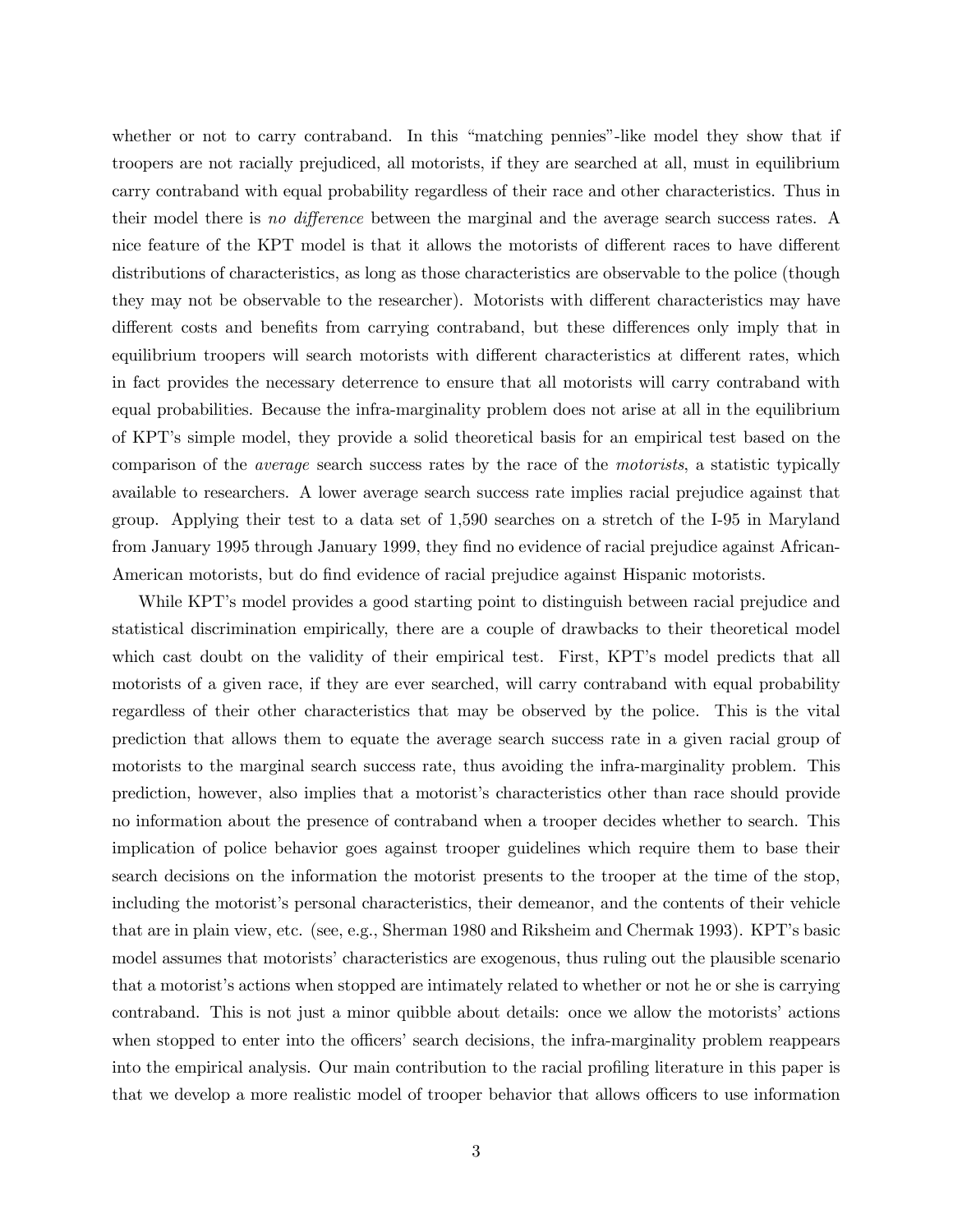whether or not to carry contraband. In this "matching pennies"-like model they show that if troopers are not racially prejudiced, all motorists, if they are searched at all, must in equilibrium carry contraband with equal probability regardless of their race and other characteristics. Thus in their model there is *no difference* between the marginal and the average search success rates. A nice feature of the KPT model is that it allows the motorists of different races to have different distributions of characteristics, as long as those characteristics are observable to the police (though they may not be observable to the researcher). Motorists with different characteristics may have different costs and benefits from carrying contraband, but these differences only imply that in equilibrium troopers will search motorists with different characteristics at different rates, which in fact provides the necessary deterrence to ensure that all motorists will carry contraband with equal probabilities. Because the infra-marginality problem does not arise at all in the equilibrium of KPT's simple model, they provide a solid theoretical basis for an empirical test based on the comparison of the *average* search success rates by the race of the *motorists*, a statistic typically available to researchers. A lower average search success rate implies racial prejudice against that group. Applying their test to a data set of 1,590 searches on a stretch of the I-95 in Maryland from January 1995 through January 1999, they find no evidence of racial prejudice against African-American motorists, but do find evidence of racial prejudice against Hispanic motorists.

While KPT's model provides a good starting point to distinguish between racial prejudice and statistical discrimination empirically, there are a couple of drawbacks to their theoretical model which cast doubt on the validity of their empirical test. First, KPT's model predicts that all motorists of a given race, if they are ever searched, will carry contraband with equal probability regardless of their other characteristics that may be observed by the police. This is the vital prediction that allows them to equate the average search success rate in a given racial group of motorists to the marginal search success rate, thus avoiding the infra-marginality problem. This prediction, however, also implies that a motorist's characteristics other than race should provide no information about the presence of contraband when a trooper decides whether to search. This implication of police behavior goes against trooper guidelines which require them to base their search decisions on the information the motorist presents to the trooper at the time of the stop, including the motorist's personal characteristics, their demeanor, and the contents of their vehicle that are in plain view, etc. (see, e.g., Sherman 1980 and Riksheim and Chermak 1993). KPT's basic model assumes that motorists' characteristics are exogenous, thus ruling out the plausible scenario that a motorist's actions when stopped are intimately related to whether or not he or she is carrying contraband. This is not just a minor quibble about details: once we allow the motorists' actions when stopped to enter into the officers' search decisions, the infra-marginality problem reappears into the empirical analysis. Our main contribution to the racial profiling literature in this paper is that we develop a more realistic model of trooper behavior that allows officers to use information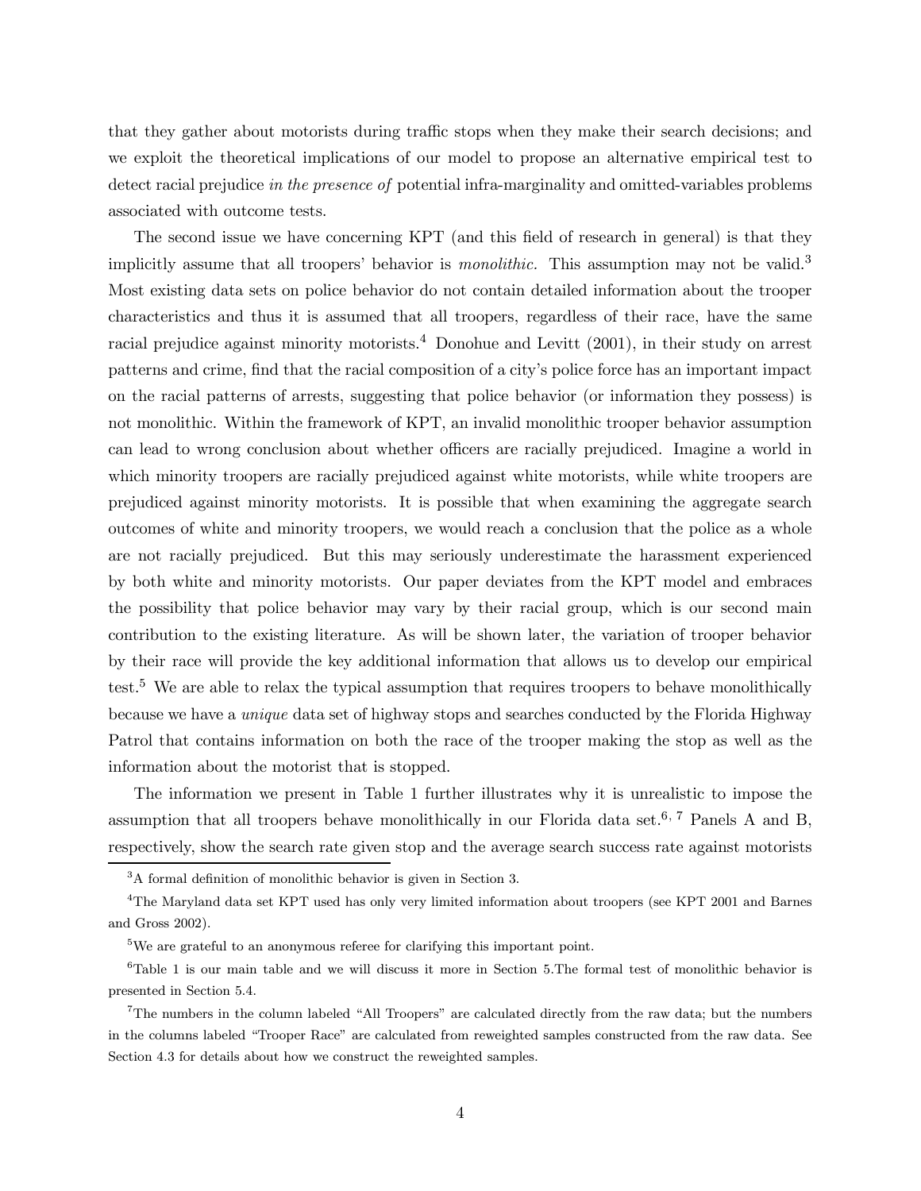that they gather about motorists during traffic stops when they make their search decisions; and we exploit the theoretical implications of our model to propose an alternative empirical test to detect racial prejudice *in the presence of* potential infra-marginality and omitted-variables problems associated with outcome tests.

The second issue we have concerning KPT (and this field of research in general) is that they implicitly assume that all troopers' behavior is *monolithic*. This assumption may not be valid.[3] Most existing data sets on police behavior do not contain detailed information about the trooper characteristics and thus it is assumed that all troopers, regardless of their race, have the same racial prejudice against minority motorists.[4] Donohue and Levitt (2001), in their study on arrest patterns and crime, find that the racial composition of a city's police force has an important impact on the racial patterns of arrests, suggesting that police behavior (or information they possess) is not monolithic. Within the framework of KPT, an invalid monolithic trooper behavior assumption can lead to wrong conclusion about whether officers are racially prejudiced. Imagine a world in which minority troopers are racially prejudiced against white motorists, while white troopers are prejudiced against minority motorists. It is possible that when examining the aggregate search outcomes of white and minority troopers, we would reach a conclusion that the police as a whole are not racially prejudiced. But this may seriously underestimate the harassment experienced by both white and minority motorists. Our paper deviates from the KPT model and embraces the possibility that police behavior may vary by their racial group, which is our second main contribution to the existing literature. As will be shown later, the variation of trooper behavior by their race will provide the key additional information that allows us to develop our empirical test.[5] We are able to relax the typical assumption that requires troopers to behave monolithically because we have a *unique* data set of highway stops and searches conducted by the Florida Highway Patrol that contains information on both the race of the trooper making the stop as well as the information about the motorist that is stopped.

The information we present in Table 1 further illustrates why it is unrealistic to impose the assumption that all troopers behave monolithically in our Florida data set.[6, 7] Panels A and B, respectively, show the search rate given stop and the average search success rate against motorists

---

[3] A formal definition of monolithic behavior is given in Section 3.

[4] The Maryland data set KPT used has only very limited information about troopers (see KPT 2001 and Barnes and Gross 2002).

[5] We are grateful to an anonymous referee for clarifying this important point.

[6] Table 1 is our main table and we will discuss it more in Section 5.The formal test of monolithic behavior is presented in Section 5.4.

[7] The numbers in the column labeled "All Troopers" are calculated directly from the raw data; but the numbers in the columns labeled "Trooper Race" are calculated from reweighted samples constructed from the raw data. See Section 4.3 for details about how we construct the reweighted samples.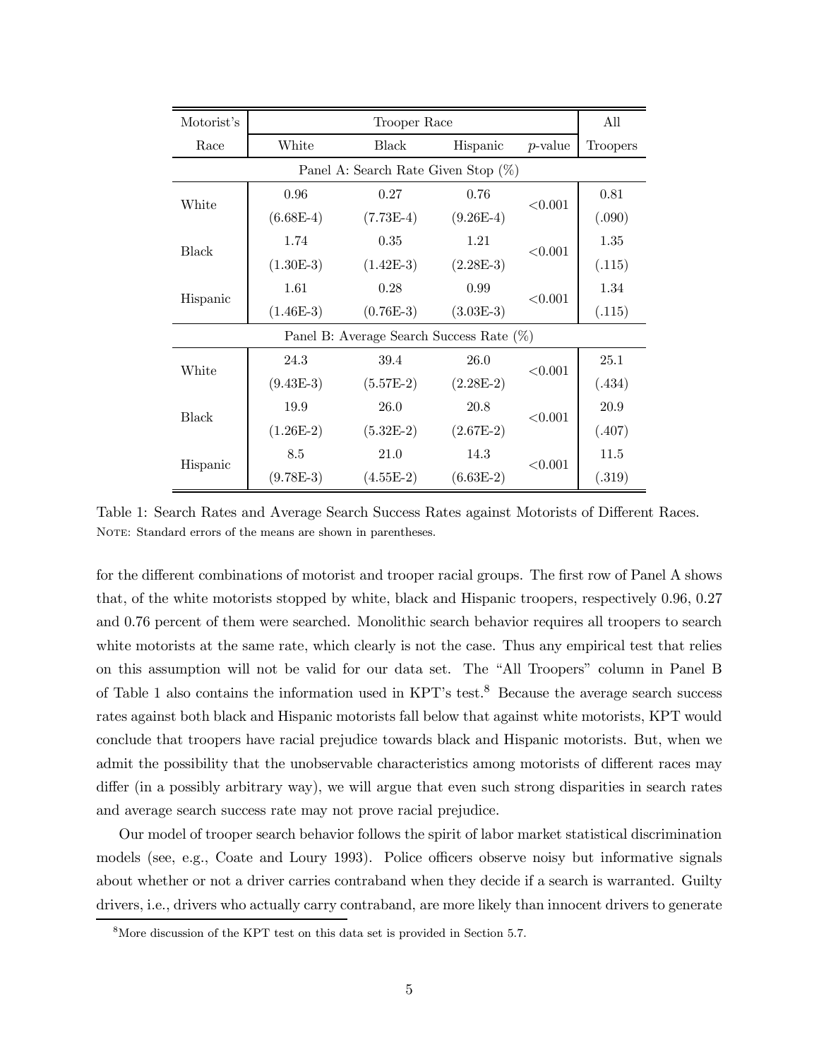| Motorist's Race | Trooper Race | | | | All Troopers |
|---|---|---|---|---|---|
| | White | Black | Hispanic | $p$-value | |
| **Panel A: Search Rate Given Stop (%)** | | | | | |
| White | 0.96 | 0.27 | 0.76 | <0.001 | 0.81 |
| | (6.68E-4) | (7.73E-4) | (9.26E-4) | | (.090) |
| Black | 1.74 | 0.35 | 1.21 | <0.001 | 1.35 |
| | (1.30E-3) | (1.42E-3) | (2.28E-3) | | (.115) |
| Hispanic | 1.61 | 0.28 | 0.99 | <0.001 | 1.34 |
| | (1.46E-3) | (0.76E-3) | (3.03E-3) | | (.115) |
| **Panel B: Average Search Success Rate (%)** | | | | | |
| White | 24.3 | 39.4 | 26.0 | <0.001 | 25.1 |
| | (9.43E-3) | (5.57E-2) | (2.28E-2) | | (.434) |
| Black | 19.9 | 26.0 | 20.8 | <0.001 | 20.9 |
| | (1.26E-2) | (5.32E-2) | (2.67E-2) | | (.407) |
| Hispanic | 8.5 | 21.0 | 14.3 | <0.001 | 11.5 |
| | (9.78E-3) | (4.55E-2) | (6.63E-2) | | (.319) |

Table 1: Search Rates and Average Search Success Rates against Motorists of Different Races.
NOTE: Standard errors of the means are shown in parentheses.

for the different combinations of motorist and trooper racial groups. The first row of Panel A shows that, of the white motorists stopped by white, black and Hispanic troopers, respectively 0.96, 0.27 and 0.76 percent of them were searched. Monolithic search behavior requires all troopers to search white motorists at the same rate, which clearly is not the case. Thus any empirical test that relies on this assumption will not be valid for our data set. The "All Troopers" column in Panel B of Table 1 also contains the information used in KPT's test.[8] Because the average search success rates against both black and Hispanic motorists fall below that against white motorists, KPT would conclude that troopers have racial prejudice towards black and Hispanic motorists. But, when we admit the possibility that the unobservable characteristics among motorists of different races may differ (in a possibly arbitrary way), we will argue that even such strong disparities in search rates and average search success rate may not prove racial prejudice.

Our model of trooper search behavior follows the spirit of labor market statistical discrimination models (see, e.g., Coate and Loury 1993). Police officers observe noisy but informative signals about whether or not a driver carries contraband when they decide if a search is warranted. Guilty drivers, i.e., drivers who actually carry contraband, are more likely than innocent drivers to generate

[8] More discussion of the KPT test on this data set is provided in Section 5.7.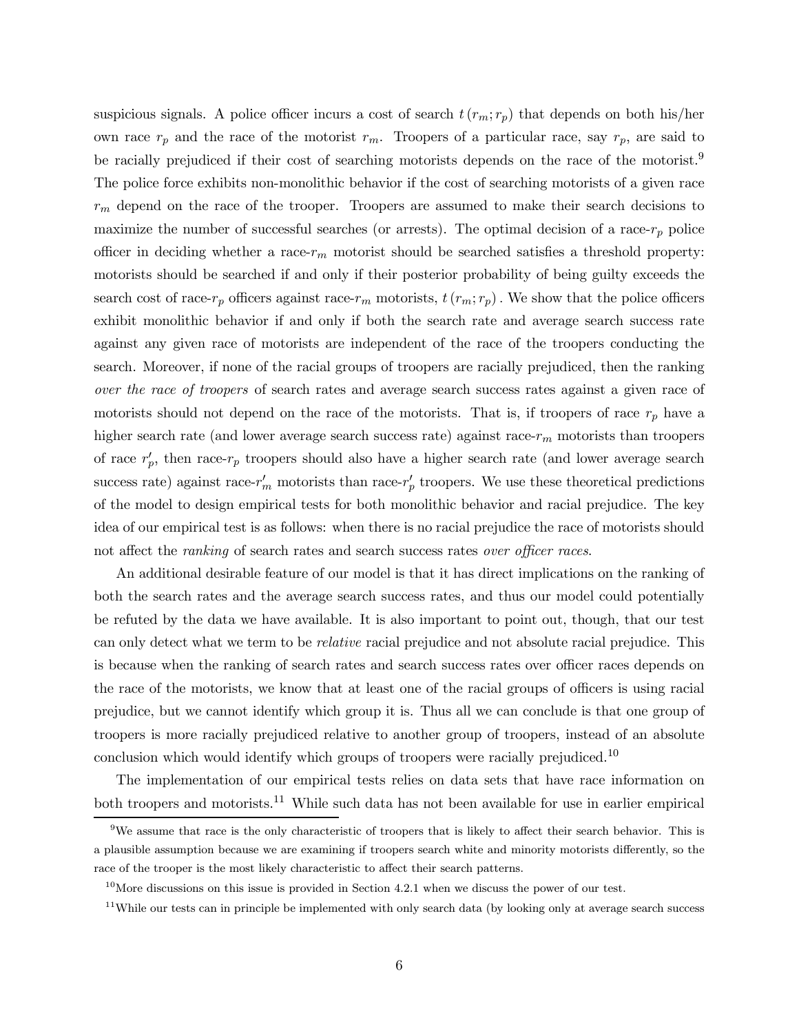suspicious signals. A police officer incurs a cost of search $t(r_m; r_p)$ that depends on both his/her own race $r_p$ and the race of the motorist $r_m$. Troopers of a particular race, say $r_p$, are said to be racially prejudiced if their cost of searching motorists depends on the race of the motorist.[9] The police force exhibits non-monolithic behavior if the cost of searching motorists of a given race $r_m$ depend on the race of the trooper. Troopers are assumed to make their search decisions to maximize the number of successful searches (or arrests). The optimal decision of a race-$r_p$ police officer in deciding whether a race-$r_m$ motorist should be searched satisfies a threshold property: motorists should be searched if and only if their posterior probability of being guilty exceeds the search cost of race-$r_p$ officers against race-$r_m$ motorists, $t(r_m; r_p)$. We show that the police officers exhibit monolithic behavior if and only if both the search rate and average search success rate against any given race of motorists are independent of the race of the troopers conducting the search. Moreover, if none of the racial groups of troopers are racially prejudiced, then the ranking *over the race of troopers* of search rates and average search success rates against a given race of motorists should not depend on the race of the motorists. That is, if troopers of race $r_p$ have a higher search rate (and lower average search success rate) against race-$r_m$ motorists than troopers of race $r'_p$, then race-$r_p$ troopers should also have a higher search rate (and lower average search success rate) against race-$r'_m$ motorists than race-$r'_p$ troopers. We use these theoretical predictions of the model to design empirical tests for both monolithic behavior and racial prejudice. The key idea of our empirical test is as follows: when there is no racial prejudice the race of motorists should not affect the *ranking* of search rates and search success rates *over officer races*.

An additional desirable feature of our model is that it has direct implications on the ranking of both the search rates and the average search success rates, and thus our model could potentially be refuted by the data we have available. It is also important to point out, though, that our test can only detect what we term to be *relative* racial prejudice and not absolute racial prejudice. This is because when the ranking of search rates and search success rates over officer races depends on the race of the motorists, we know that at least one of the racial groups of officers is using racial prejudice, but we cannot identify which group it is. Thus all we can conclude is that one group of troopers is more racially prejudiced relative to another group of troopers, instead of an absolute conclusion which would identify which groups of troopers were racially prejudiced.[10]

The implementation of our empirical tests relies on data sets that have race information on both troopers and motorists.[11] While such data has not been available for use in earlier empirical

[9] We assume that race is the only characteristic of troopers that is likely to affect their search behavior. This is a plausible assumption because we are examining if troopers search white and minority motorists differently, so the race of the trooper is the most likely characteristic to affect their search patterns.

[10] More discussions on this issue is provided in Section 4.2.1 when we discuss the power of our test.

[11] While our tests can in principle be implemented with only search data (by looking only at average search success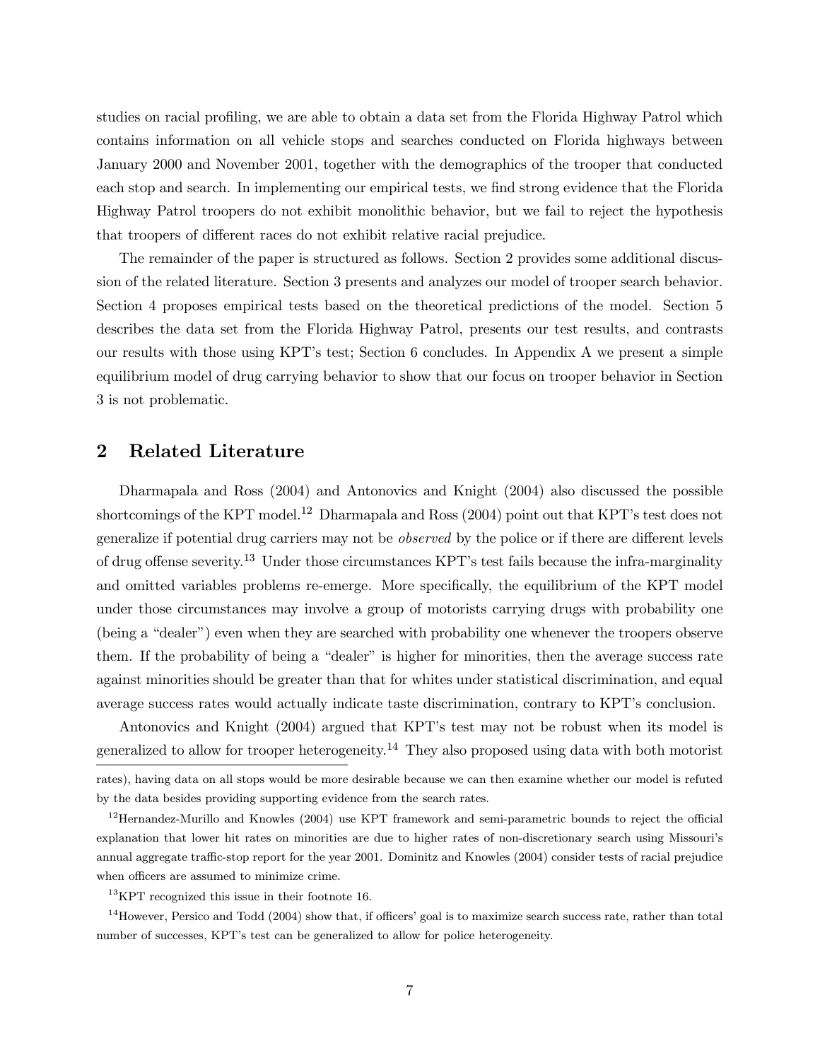studies on racial profiling, we are able to obtain a data set from the Florida Highway Patrol which contains information on all vehicle stops and searches conducted on Florida highways between January 2000 and November 2001, together with the demographics of the trooper that conducted each stop and search. In implementing our empirical tests, we find strong evidence that the Florida Highway Patrol troopers do not exhibit monolithic behavior, but we fail to reject the hypothesis that troopers of different races do not exhibit relative racial prejudice.

The remainder of the paper is structured as follows. Section 2 provides some additional discussion of the related literature. Section 3 presents and analyzes our model of trooper search behavior. Section 4 proposes empirical tests based on the theoretical predictions of the model. Section 5 describes the data set from the Florida Highway Patrol, presents our test results, and contrasts our results with those using KPT's test; Section 6 concludes. In Appendix A we present a simple equilibrium model of drug carrying behavior to show that our focus on trooper behavior in Section 3 is not problematic.

## 2 Related Literature

Dharmapala and Ross (2004) and Antonovics and Knight (2004) also discussed the possible shortcomings of the KPT model.[12] Dharmapala and Ross (2004) point out that KPT's test does not generalize if potential drug carriers may not be *observed* by the police or if there are different levels of drug offense severity.[13] Under those circumstances KPT's test fails because the infra-marginality and omitted variables problems re-emerge. More specifically, the equilibrium of the KPT model under those circumstances may involve a group of motorists carrying drugs with probability one (being a "dealer") even when they are searched with probability one whenever the troopers observe them. If the probability of being a "dealer" is higher for minorities, then the average success rate against minorities should be greater than that for whites under statistical discrimination, and equal average success rates would actually indicate taste discrimination, contrary to KPT's conclusion.

Antonovics and Knight (2004) argued that KPT's test may not be robust when its model is generalized to allow for trooper heterogeneity.[14] They also proposed using data with both motorist

rates), having data on all stops would be more desirable because we can then examine whether our model is refuted by the data besides providing supporting evidence from the search rates.

[12] Hernandez-Murillo and Knowles (2004) use KPT framework and semi-parametric bounds to reject the official explanation that lower hit rates on minorities are due to higher rates of non-discretionary search using Missouri's annual aggregate traffic-stop report for the year 2001. Dominitz and Knowles (2004) consider tests of racial prejudice when officers are assumed to minimize crime.

[13] KPT recognized this issue in their footnote 16.

[14] However, Persico and Todd (2004) show that, if officers' goal is to maximize search success rate, rather than total number of successes, KPT's test can be generalized to allow for police heterogeneity.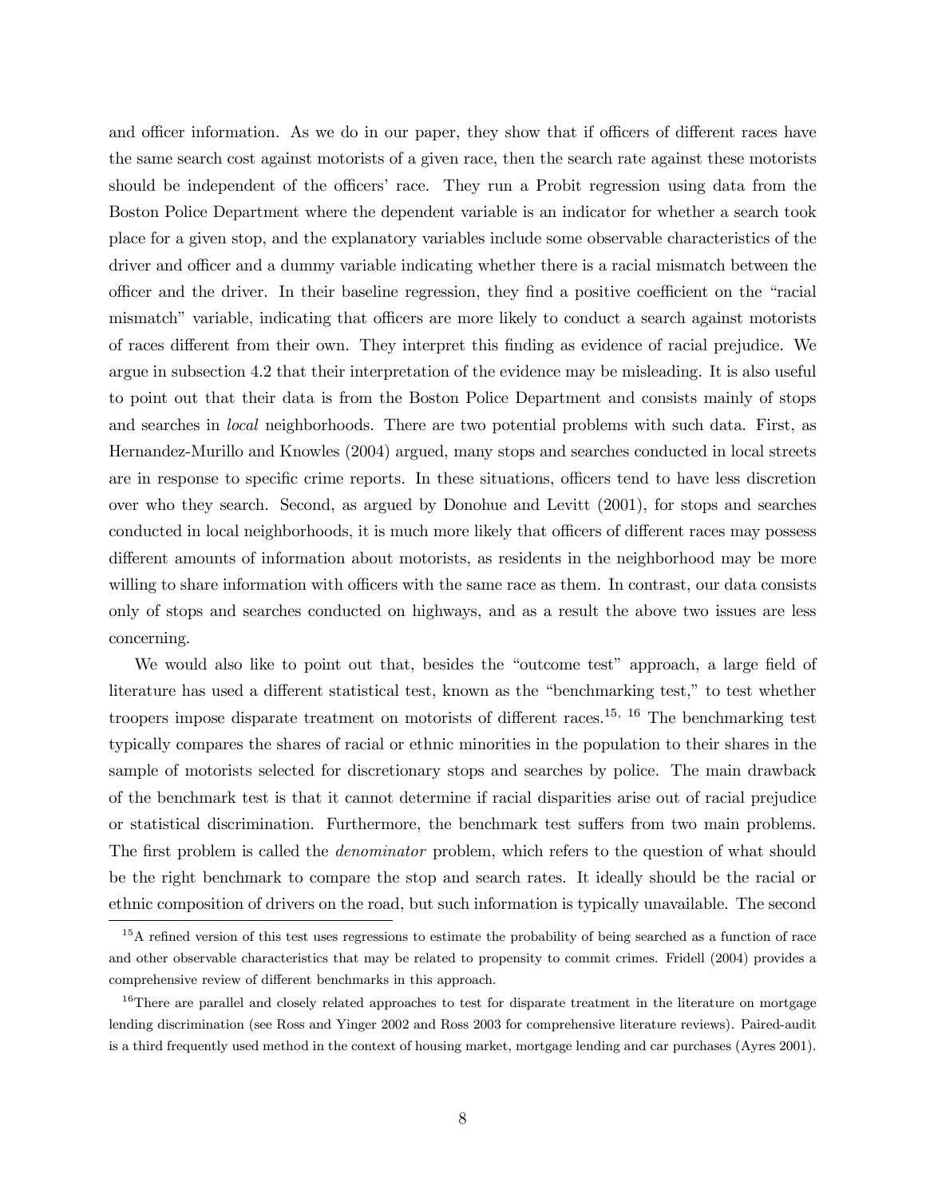and officer information. As we do in our paper, they show that if officers of different races have the same search cost against motorists of a given race, then the search rate against these motorists should be independent of the officers' race. They run a Probit regression using data from the Boston Police Department where the dependent variable is an indicator for whether a search took place for a given stop, and the explanatory variables include some observable characteristics of the driver and officer and a dummy variable indicating whether there is a racial mismatch between the officer and the driver. In their baseline regression, they find a positive coefficient on the "racial mismatch" variable, indicating that officers are more likely to conduct a search against motorists of races different from their own. They interpret this finding as evidence of racial prejudice. We argue in subsection 4.2 that their interpretation of the evidence may be misleading. It is also useful to point out that their data is from the Boston Police Department and consists mainly of stops and searches in *local* neighborhoods. There are two potential problems with such data. First, as Hernandez-Murillo and Knowles (2004) argued, many stops and searches conducted in local streets are in response to specific crime reports. In these situations, officers tend to have less discretion over who they search. Second, as argued by Donohue and Levitt (2001), for stops and searches conducted in local neighborhoods, it is much more likely that officers of different races may possess different amounts of information about motorists, as residents in the neighborhood may be more willing to share information with officers with the same race as them. In contrast, our data consists only of stops and searches conducted on highways, and as a result the above two issues are less concerning.

We would also like to point out that, besides the "outcome test" approach, a large field of literature has used a different statistical test, known as the "benchmarking test," to test whether troopers impose disparate treatment on motorists of different races.[15, 16] The benchmarking test typically compares the shares of racial or ethnic minorities in the population to their shares in the sample of motorists selected for discretionary stops and searches by police. The main drawback of the benchmark test is that it cannot determine if racial disparities arise out of racial prejudice or statistical discrimination. Furthermore, the benchmark test suffers from two main problems. The first problem is called the *denominator* problem, which refers to the question of what should be the right benchmark to compare the stop and search rates. It ideally should be the racial or ethnic composition of drivers on the road, but such information is typically unavailable. The second

[15] A refined version of this test uses regressions to estimate the probability of being searched as a function of race and other observable characteristics that may be related to propensity to commit crimes. Fridell (2004) provides a comprehensive review of different benchmarks in this approach.

[16] There are parallel and closely related approaches to test for disparate treatment in the literature on mortgage lending discrimination (see Ross and Yinger 2002 and Ross 2003 for comprehensive literature reviews). Paired-audit is a third frequently used method in the context of housing market, mortgage lending and car purchases (Ayres 2001).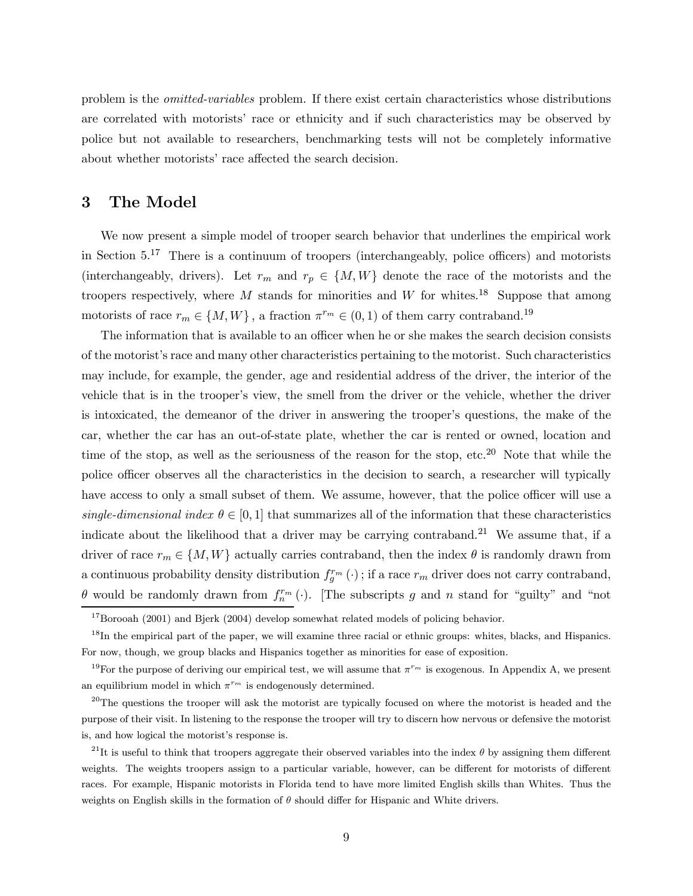problem is the *omitted-variables* problem. If there exist certain characteristics whose distributions are correlated with motorists' race or ethnicity and if such characteristics may be observed by police but not available to researchers, benchmarking tests will not be completely informative about whether motorists' race affected the search decision.

## 3 The Model

We now present a simple model of trooper search behavior that underlines the empirical work in Section 5.[17] There is a continuum of troopers (interchangeably, police officers) and motorists (interchangeably, drivers). Let $r_m$ and $r_p \in \{M, W\}$ denote the race of the motorists and the troopers respectively, where $M$ stands for minorities and $W$ for whites.[18] Suppose that among motorists of race $r_m \in \{M, W\}$, a fraction $\pi^{r_m} \in (0, 1)$ of them carry contraband.[19]

The information that is available to an officer when he or she makes the search decision consists of the motorist's race and many other characteristics pertaining to the motorist. Such characteristics may include, for example, the gender, age and residential address of the driver, the interior of the vehicle that is in the trooper's view, the smell from the driver or the vehicle, whether the driver is intoxicated, the demeanor of the driver in answering the trooper's questions, the make of the car, whether the car has an out-of-state plate, whether the car is rented or owned, location and time of the stop, as well as the seriousness of the reason for the stop, etc.[20] Note that while the police officer observes all the characteristics in the decision to search, a researcher will typically have access to only a small subset of them. We assume, however, that the police officer will use a *single-dimensional index* $\theta \in [0, 1]$ that summarizes all of the information that these characteristics indicate about the likelihood that a driver may be carrying contraband.[21] We assume that, if a driver of race $r_m \in \{M, W\}$ actually carries contraband, then the index $\theta$ is randomly drawn from a continuous probability density distribution $f_g^{r_m}(\cdot)$; if a race $r_m$ driver does not carry contraband, $\theta$ would be randomly drawn from $f_n^{r_m}(\cdot)$. [The subscripts $g$ and $n$ stand for "guilty" and "not

[17] Borooah (2001) and Bjerk (2004) develop somewhat related models of policing behavior.

[18] In the empirical part of the paper, we will examine three racial or ethnic groups: whites, blacks, and Hispanics. For now, though, we group blacks and Hispanics together as minorities for ease of exposition.

[19] For the purpose of deriving our empirical test, we will assume that $\pi^{r_m}$ is exogenous. In Appendix A, we present an equilibrium model in which $\pi^{r_m}$ is endogenously determined.

[20] The questions the trooper will ask the motorist are typically focused on where the motorist is headed and the purpose of their visit. In listening to the response the trooper will try to discern how nervous or defensive the motorist is, and how logical the motorist's response is.

[21] It is useful to think that troopers aggregate their observed variables into the index $\theta$ by assigning them different weights. The weights troopers assign to a particular variable, however, can be different for motorists of different races. For example, Hispanic motorists in Florida tend to have more limited English skills than Whites. Thus the weights on English skills in the formation of $\theta$ should differ for Hispanic and White drivers.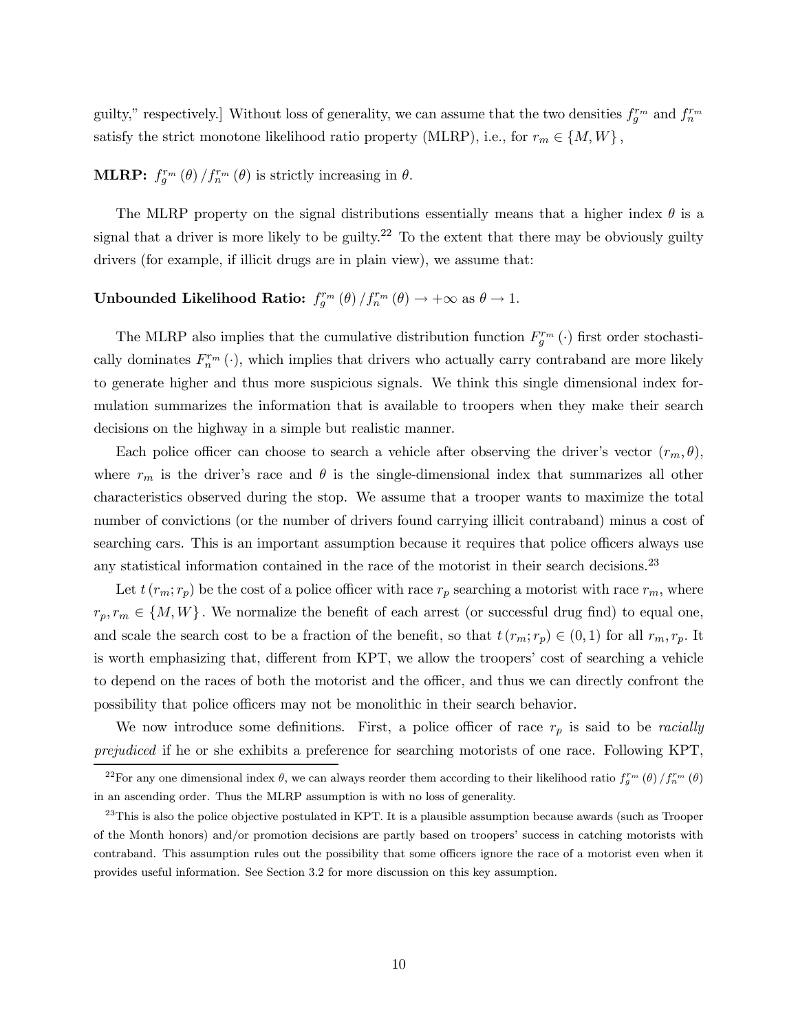guilty," respectively.] Without loss of generality, we can assume that the two densities $f_g^{r_m}$ and $f_n^{r_m}$ satisfy the strict monotone likelihood ratio property (MLRP), i.e., for $r_m \in \{M, W\}$,

**MLRP:** $f_g^{r_m}(\theta) / f_n^{r_m}(\theta)$ is strictly increasing in $\theta$.

The MLRP property on the signal distributions essentially means that a higher index $\theta$ is a signal that a driver is more likely to be guilty.[22] To the extent that there may be obviously guilty drivers (for example, if illicit drugs are in plain view), we assume that:

**Unbounded Likelihood Ratio:** $f_g^{r_m}(\theta) / f_n^{r_m}(\theta) \to +\infty$ as $\theta \to 1$.

The MLRP also implies that the cumulative distribution function $F_g^{r_m}(\cdot)$ first order stochastically dominates $F_n^{r_m}(\cdot)$, which implies that drivers who actually carry contraband are more likely to generate higher and thus more suspicious signals. We think this single dimensional index formulation summarizes the information that is available to troopers when they make their search decisions on the highway in a simple but realistic manner.

Each police officer can choose to search a vehicle after observing the driver's vector $(r_m, \theta)$, where $r_m$ is the driver's race and $\theta$ is the single-dimensional index that summarizes all other characteristics observed during the stop. We assume that a trooper wants to maximize the total number of convictions (or the number of drivers found carrying illicit contraband) minus a cost of searching cars. This is an important assumption because it requires that police officers always use any statistical information contained in the race of the motorist in their search decisions.[23]

Let $t(r_m; r_p)$ be the cost of a police officer with race $r_p$ searching a motorist with race $r_m$, where $r_p, r_m \in \{M, W\}$. We normalize the benefit of each arrest (or successful drug find) to equal one, and scale the search cost to be a fraction of the benefit, so that $t(r_m; r_p) \in (0, 1)$ for all $r_m, r_p$. It is worth emphasizing that, different from KPT, we allow the troopers' cost of searching a vehicle to depend on the races of both the motorist and the officer, and thus we can directly confront the possibility that police officers may not be monolithic in their search behavior.

We now introduce some definitions. First, a police officer of race $r_p$ is said to be *racially prejudiced* if he or she exhibits a preference for searching motorists of one race. Following KPT,

[22] For any one dimensional index $\theta$, we can always reorder them according to their likelihood ratio $f_g^{r_m}(\theta) / f_n^{r_m}(\theta)$ in an ascending order. Thus the MLRP assumption is with no loss of generality.

[23] This is also the police objective postulated in KPT. It is a plausible assumption because awards (such as Trooper of the Month honors) and/or promotion decisions are partly based on troopers' success in catching motorists with contraband. This assumption rules out the possibility that some officers ignore the race of a motorist even when it provides useful information. See Section 3.2 for more discussion on this key assumption.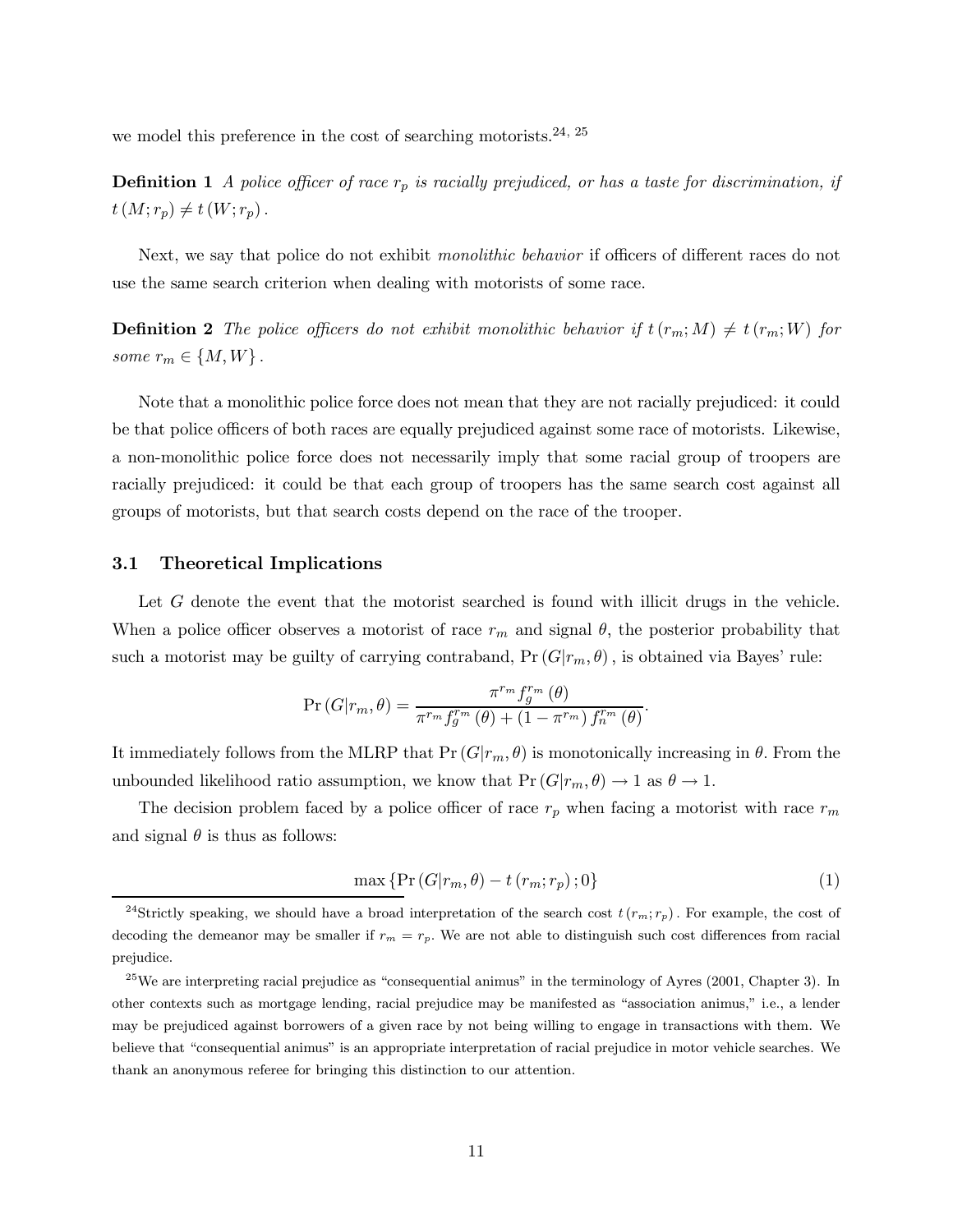we model this preference in the cost of searching motorists.[24, 25]

**Definition 1** *A police officer of race $r_p$ is racially prejudiced, or has a taste for discrimination, if $t(M; r_p) \neq t(W; r_p)$.*

Next, we say that police do not exhibit *monolithic behavior* if officers of different races do not use the same search criterion when dealing with motorists of some race.

**Definition 2** *The police officers do not exhibit monolithic behavior if $t(r_m; M) \neq t(r_m; W)$ for some $r_m \in \{M, W\}$.*

Note that a monolithic police force does not mean that they are not racially prejudiced: it could be that police officers of both races are equally prejudiced against some race of motorists. Likewise, a non-monolithic police force does not necessarily imply that some racial group of troopers are racially prejudiced: it could be that each group of troopers has the same search cost against all groups of motorists, but that search costs depend on the race of the trooper.

### 3.1 Theoretical Implications

Let $G$ denote the event that the motorist searched is found with illicit drugs in the vehicle. When a police officer observes a motorist of race $r_m$ and signal $\theta$, the posterior probability that such a motorist may be guilty of carrying contraband, $\Pr(G|r_m, \theta)$, is obtained via Bayes' rule:

$$\Pr(G|r_m, \theta) = \frac{\pi^{r_m} f_g^{r_m}(\theta)}{\pi^{r_m} f_g^{r_m}(\theta) + (1 - \pi^{r_m}) f_n^{r_m}(\theta)}.$$

It immediately follows from the MLRP that $\Pr(G|r_m, \theta)$ is monotonically increasing in $\theta$. From the unbounded likelihood ratio assumption, we know that $\Pr(G|r_m, \theta) \to 1$ as $\theta \to 1$.

The decision problem faced by a police officer of race $r_p$ when facing a motorist with race $r_m$ and signal $\theta$ is thus as follows:

$$\max\{\Pr(G|r_m, \theta) - t(r_m; r_p); 0\} \tag{1}$$

[24] Strictly speaking, we should have a broad interpretation of the search cost $t(r_m; r_p)$. For example, the cost of decoding the demeanor may be smaller if $r_m = r_p$. We are not able to distinguish such cost differences from racial prejudice.

[25] We are interpreting racial prejudice as "consequential animus" in the terminology of Ayres (2001, Chapter 3). In other contexts such as mortgage lending, racial prejudice may be manifested as "association animus," i.e., a lender may be prejudiced against borrowers of a given race by not being willing to engage in transactions with them. We believe that "consequential animus" is an appropriate interpretation of racial prejudice in motor vehicle searches. We thank an anonymous referee for bringing this distinction to our attention.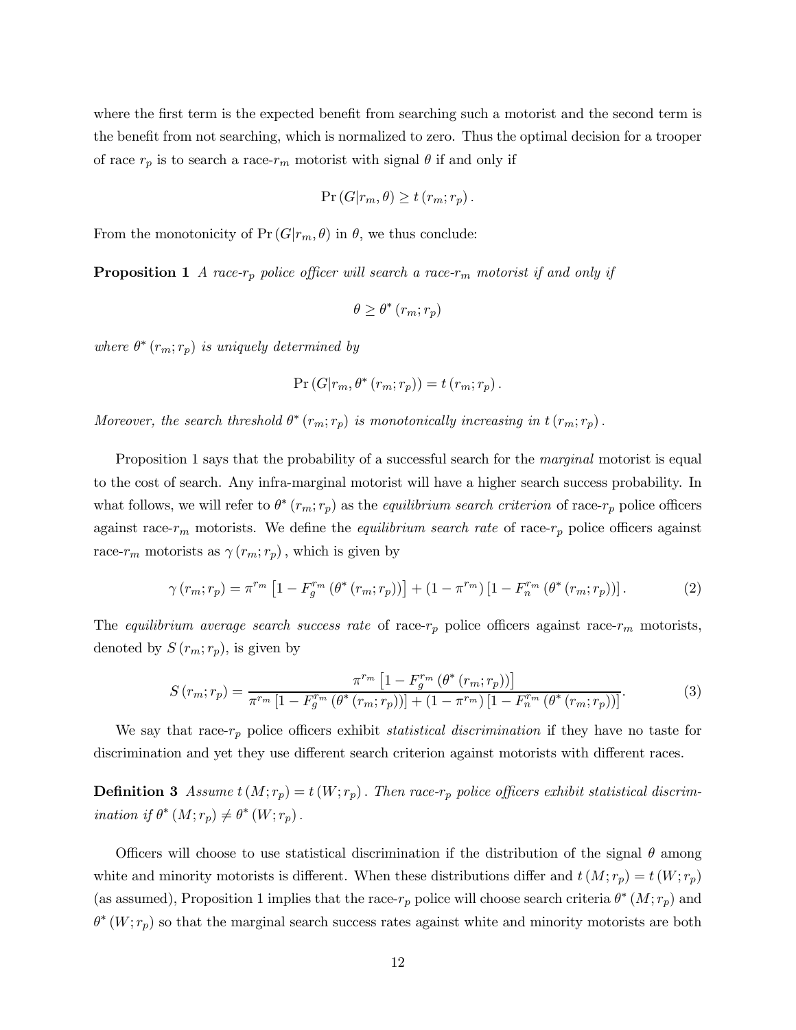where the first term is the expected benefit from searching such a motorist and the second term is the benefit from not searching, which is normalized to zero. Thus the optimal decision for a trooper of race $r_p$ is to search a race-$r_m$ motorist with signal $\theta$ if and only if

$$\Pr(G|r_m, \theta) \geq t(r_m; r_p).$$

From the monotonicity of $\Pr(G|r_m, \theta)$ in $\theta$, we thus conclude:

**Proposition 1** *A race-$r_p$ police officer will search a race-$r_m$ motorist if and only if*

$$\theta \geq \theta^*(r_m; r_p)$$

*where $\theta^*(r_m; r_p)$ is uniquely determined by*

$$\Pr(G|r_m, \theta^*(r_m; r_p)) = t(r_m; r_p).$$

*Moreover, the search threshold $\theta^*(r_m; r_p)$ is monotonically increasing in $t(r_m; r_p)$.*

Proposition 1 says that the probability of a successful search for the *marginal* motorist is equal to the cost of search. Any infra-marginal motorist will have a higher search success probability. In what follows, we will refer to $\theta^*(r_m; r_p)$ as the *equilibrium search criterion* of race-$r_p$ police officers against race-$r_m$ motorists. We define the *equilibrium search rate* of race-$r_p$ police officers against race-$r_m$ motorists as $\gamma(r_m; r_p)$, which is given by

$$\gamma(r_m; r_p) = \pi^{r_m}\left[1 - F_g^{r_m}(\theta^*(r_m; r_p))\right] + (1 - \pi^{r_m})\left[1 - F_n^{r_m}(\theta^*(r_m; r_p))\right]. \tag{2}$$

The *equilibrium average search success rate* of race-$r_p$ police officers against race-$r_m$ motorists, denoted by $S(r_m; r_p)$, is given by

$$S(r_m; r_p) = \frac{\pi^{r_m}\left[1 - F_g^{r_m}(\theta^*(r_m; r_p))\right]}{\pi^{r_m}\left[1 - F_g^{r_m}(\theta^*(r_m; r_p))\right] + (1 - \pi^{r_m})\left[1 - F_n^{r_m}(\theta^*(r_m; r_p))\right]}. \tag{3}$$

We say that race-$r_p$ police officers exhibit *statistical discrimination* if they have no taste for discrimination and yet they use different search criterion against motorists with different races.

**Definition 3** *Assume $t(M; r_p) = t(W; r_p)$. Then race-$r_p$ police officers exhibit statistical discrimination if $\theta^*(M; r_p) \neq \theta^*(W; r_p)$.*

Officers will choose to use statistical discrimination if the distribution of the signal $\theta$ among white and minority motorists is different. When these distributions differ and $t(M; r_p) = t(W; r_p)$ (as assumed), Proposition 1 implies that the race-$r_p$ police will choose search criteria $\theta^*(M; r_p)$ and $\theta^*(W; r_p)$ so that the marginal search success rates against white and minority motorists are both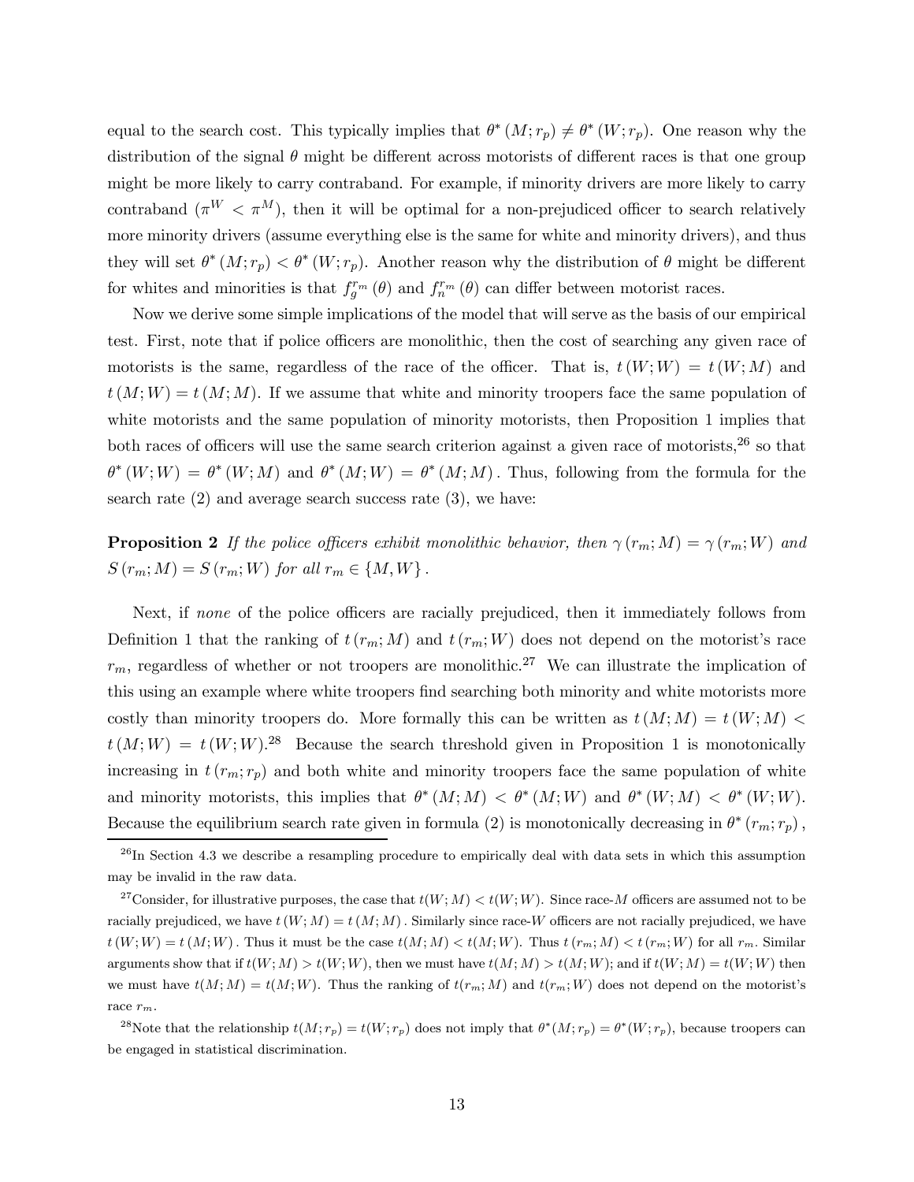equal to the search cost. This typically implies that $\theta^*(M; r_p) \neq \theta^*(W; r_p)$. One reason why the distribution of the signal $\theta$ might be different across motorists of different races is that one group might be more likely to carry contraband. For example, if minority drivers are more likely to carry contraband ($\pi^W < \pi^M$), then it will be optimal for a non-prejudiced officer to search relatively more minority drivers (assume everything else is the same for white and minority drivers), and thus they will set $\theta^*(M; r_p) < \theta^*(W; r_p)$. Another reason why the distribution of $\theta$ might be different for whites and minorities is that $f_g^{r_m}(\theta)$ and $f_n^{r_m}(\theta)$ can differ between motorist races.

Now we derive some simple implications of the model that will serve as the basis of our empirical test. First, note that if police officers are monolithic, then the cost of searching any given race of motorists is the same, regardless of the race of the officer. That is, $t(W; W) = t(W; M)$ and $t(M; W) = t(M; M)$. If we assume that white and minority troopers face the same population of white motorists and the same population of minority motorists, then Proposition 1 implies that both races of officers will use the same search criterion against a given race of motorists,[26] so that $\theta^*(W; W) = \theta^*(W; M)$ and $\theta^*(M; W) = \theta^*(M; M)$. Thus, following from the formula for the search rate (2) and average search success rate (3), we have:

**Proposition 2** *If the police officers exhibit monolithic behavior, then* $\gamma(r_m; M) = \gamma(r_m; W)$ *and* $S(r_m; M) = S(r_m; W)$ *for all* $r_m \in \{M, W\}$.

Next, if *none* of the police officers are racially prejudiced, then it immediately follows from Definition 1 that the ranking of $t(r_m; M)$ and $t(r_m; W)$ does not depend on the motorist's race $r_m$, regardless of whether or not troopers are monolithic.[27] We can illustrate the implication of this using an example where white troopers find searching both minority and white motorists more costly than minority troopers do. More formally this can be written as $t(M; M) = t(W; M) < t(M; W) = t(W; W)$.[28] Because the search threshold given in Proposition 1 is monotonically increasing in $t(r_m; r_p)$ and both white and minority troopers face the same population of white and minority motorists, this implies that $\theta^*(M; M) < \theta^*(M; W)$ and $\theta^*(W; M) < \theta^*(W; W)$. Because the equilibrium search rate given in formula (2) is monotonically decreasing in $\theta^*(r_m; r_p)$,

---

[26] In Section 4.3 we describe a resampling procedure to empirically deal with data sets in which this assumption may be invalid in the raw data.

[27] Consider, for illustrative purposes, the case that $t(W; M) < t(W; W)$. Since race-$M$ officers are assumed not to be racially prejudiced, we have $t(W; M) = t(M; M)$. Similarly since race-$W$ officers are not racially prejudiced, we have $t(W; W) = t(M; W)$. Thus it must be the case $t(M; M) < t(M; W)$. Thus $t(r_m; M) < t(r_m; W)$ for all $r_m$. Similar arguments show that if $t(W; M) > t(W; W)$, then we must have $t(M; M) > t(M; W)$; and if $t(W; M) = t(W; W)$ then we must have $t(M; M) = t(M; W)$. Thus the ranking of $t(r_m; M)$ and $t(r_m; W)$ does not depend on the motorist's race $r_m$.

[28] Note that the relationship $t(M; r_p) = t(W; r_p)$ does not imply that $\theta^*(M; r_p) = \theta^*(W; r_p)$, because troopers can be engaged in statistical discrimination.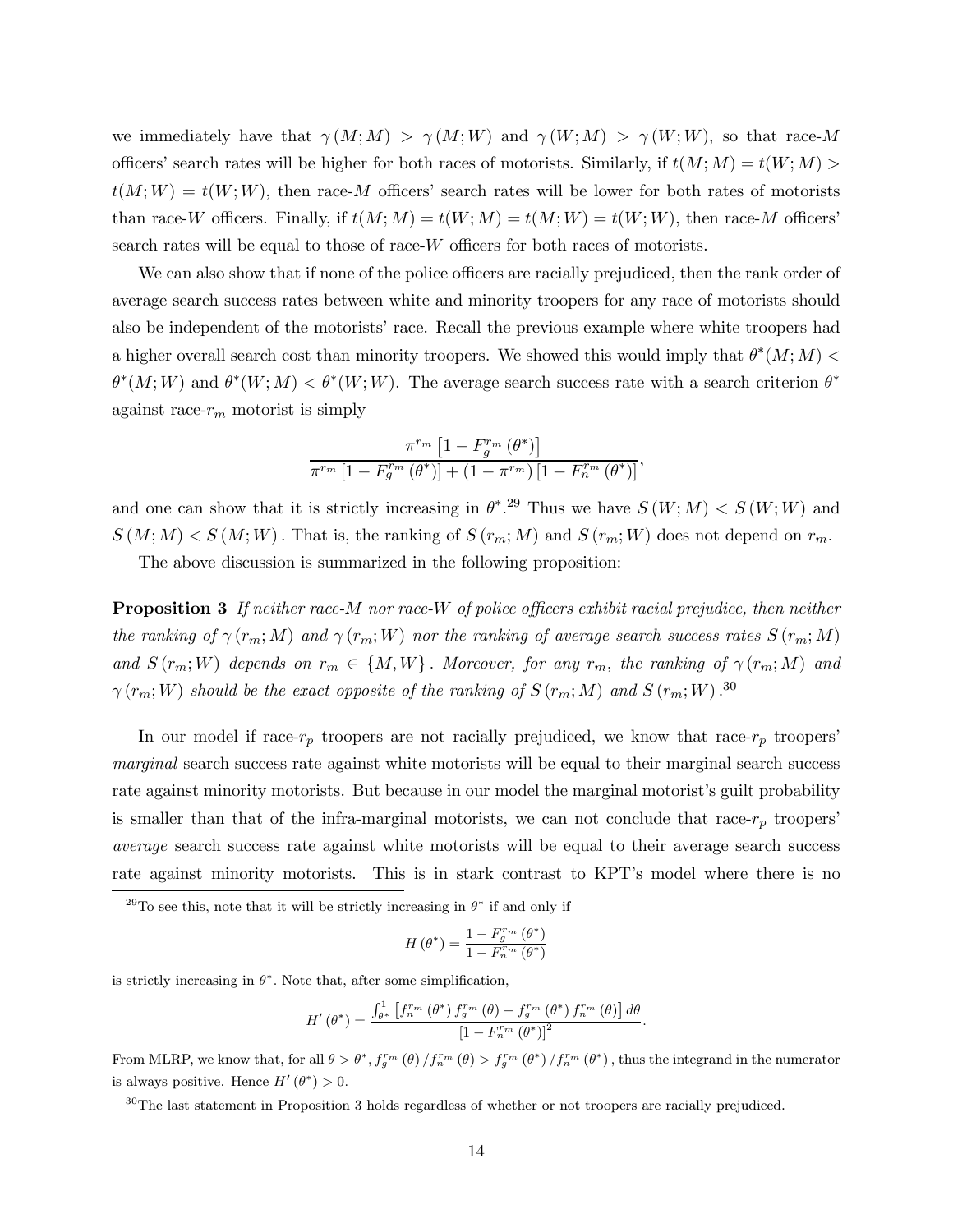we immediately have that $\gamma(M;M) > \gamma(M;W)$ and $\gamma(W;M) > \gamma(W;W)$, so that race-$M$ officers' search rates will be higher for both races of motorists. Similarly, if $t(M;M) = t(W;M) > t(M;W) = t(W;W)$, then race-$M$ officers' search rates will be lower for both rates of motorists than race-$W$ officers. Finally, if $t(M;M) = t(W;M) = t(M;W) = t(W;W)$, then race-$M$ officers' search rates will be equal to those of race-$W$ officers for both races of motorists.

We can also show that if none of the police officers are racially prejudiced, then the rank order of average search success rates between white and minority troopers for any race of motorists should also be independent of the motorists' race. Recall the previous example where white troopers had a higher overall search cost than minority troopers. We showed this would imply that $\theta^*(M;M) < \theta^*(M;W)$ and $\theta^*(W;M) < \theta^*(W;W)$. The average search success rate with a search criterion $\theta^*$ against race-$r_m$ motorist is simply

$$\frac{\pi^{r_m}\left[1 - F_g^{r_m}(\theta^*)\right]}{\pi^{r_m}\left[1 - F_g^{r_m}(\theta^*)\right] + (1 - \pi^{r_m})\left[1 - F_n^{r_m}(\theta^*)\right]},$$

and one can show that it is strictly increasing in $\theta^*$.[29] Thus we have $S(W;M) < S(W;W)$ and $S(M;M) < S(M;W)$. That is, the ranking of $S(r_m;M)$ and $S(r_m;W)$ does not depend on $r_m$.

The above discussion is summarized in the following proposition:

**Proposition 3** *If neither race-$M$ nor race-$W$ of police officers exhibit racial prejudice, then neither the ranking of $\gamma(r_m;M)$ and $\gamma(r_m;W)$ nor the ranking of average search success rates $S(r_m;M)$ and $S(r_m;W)$ depends on $r_m \in \{M,W\}$. Moreover, for any $r_m$, the ranking of $\gamma(r_m;M)$ and $\gamma(r_m;W)$ should be the exact opposite of the ranking of $S(r_m;M)$ and $S(r_m;W)$.*[30]

In our model if race-$r_p$ troopers are not racially prejudiced, we know that race-$r_p$ troopers' *marginal* search success rate against white motorists will be equal to their marginal search success rate against minority motorists. But because in our model the marginal motorist's guilt probability is smaller than that of the infra-marginal motorists, we can not conclude that race-$r_p$ troopers' *average* search success rate against white motorists will be equal to their average search success rate against minority motorists. This is in stark contrast to KPT's model where there is no

---

[29] To see this, note that it will be strictly increasing in $\theta^*$ if and only if

$$H(\theta^*) = \frac{1 - F_g^{r_m}(\theta^*)}{1 - F_n^{r_m}(\theta^*)}$$

is strictly increasing in $\theta^*$. Note that, after some simplification,

$$H'(\theta^*) = \frac{\int_{\theta^*}^{1}\left[f_n^{r_m}(\theta^*) f_g^{r_m}(\theta) - f_g^{r_m}(\theta^*) f_n^{r_m}(\theta)\right] d\theta}{\left[1 - F_n^{r_m}(\theta^*)\right]^2}.$$

From MLRP, we know that, for all $\theta > \theta^*$, $f_g^{r_m}(\theta)/f_n^{r_m}(\theta) > f_g^{r_m}(\theta^*)/f_n^{r_m}(\theta^*)$, thus the integrand in the numerator is always positive. Hence $H'(\theta^*) > 0$.

[30] The last statement in Proposition 3 holds regardless of whether or not troopers are racially prejudiced.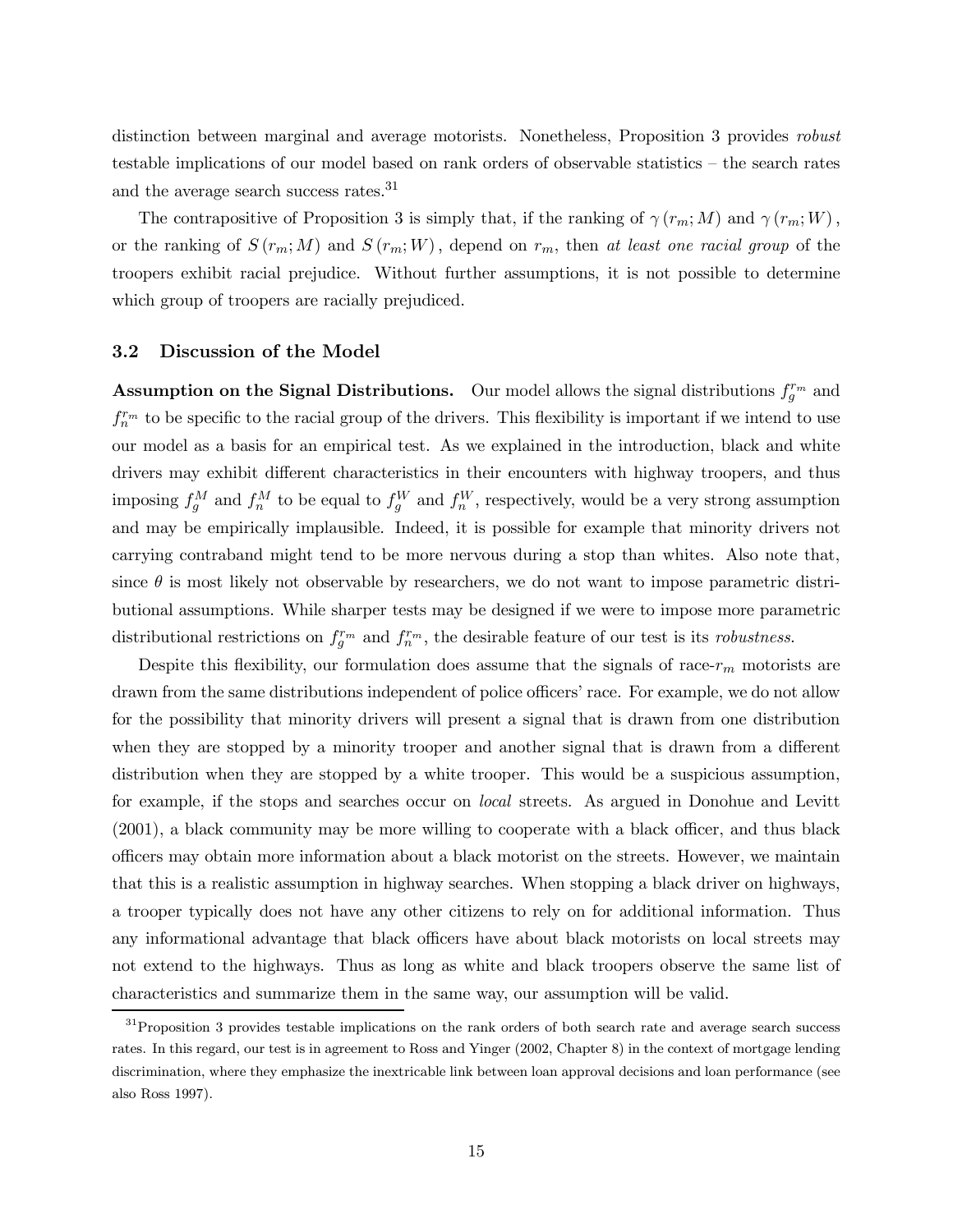distinction between marginal and average motorists. Nonetheless, Proposition 3 provides *robust* testable implications of our model based on rank orders of observable statistics – the search rates and the average search success rates.[31]

The contrapositive of Proposition 3 is simply that, if the ranking of $\gamma(r_m; M)$ and $\gamma(r_m; W)$, or the ranking of $S(r_m; M)$ and $S(r_m; W)$, depend on $r_m$, then *at least one racial group* of the troopers exhibit racial prejudice. Without further assumptions, it is not possible to determine which group of troopers are racially prejudiced.

### 3.2 Discussion of the Model

**Assumption on the Signal Distributions.** Our model allows the signal distributions $f_g^{r_m}$ and $f_n^{r_m}$ to be specific to the racial group of the drivers. This flexibility is important if we intend to use our model as a basis for an empirical test. As we explained in the introduction, black and white drivers may exhibit different characteristics in their encounters with highway troopers, and thus imposing $f_g^M$ and $f_n^M$ to be equal to $f_g^W$ and $f_n^W$, respectively, would be a very strong assumption and may be empirically implausible. Indeed, it is possible for example that minority drivers not carrying contraband might tend to be more nervous during a stop than whites. Also note that, since $\theta$ is most likely not observable by researchers, we do not want to impose parametric distributional assumptions. While sharper tests may be designed if we were to impose more parametric distributional restrictions on $f_g^{r_m}$ and $f_n^{r_m}$, the desirable feature of our test is its *robustness*.

Despite this flexibility, our formulation does assume that the signals of race-$r_m$ motorists are drawn from the same distributions independent of police officers' race. For example, we do not allow for the possibility that minority drivers will present a signal that is drawn from one distribution when they are stopped by a minority trooper and another signal that is drawn from a different distribution when they are stopped by a white trooper. This would be a suspicious assumption, for example, if the stops and searches occur on *local* streets. As argued in Donohue and Levitt (2001), a black community may be more willing to cooperate with a black officer, and thus black officers may obtain more information about a black motorist on the streets. However, we maintain that this is a realistic assumption in highway searches. When stopping a black driver on highways, a trooper typically does not have any other citizens to rely on for additional information. Thus any informational advantage that black officers have about black motorists on local streets may not extend to the highways. Thus as long as white and black troopers observe the same list of characteristics and summarize them in the same way, our assumption will be valid.

[31] Proposition 3 provides testable implications on the rank orders of both search rate and average search success rates. In this regard, our test is in agreement to Ross and Yinger (2002, Chapter 8) in the context of mortgage lending discrimination, where they emphasize the inextricable link between loan approval decisions and loan performance (see also Ross 1997).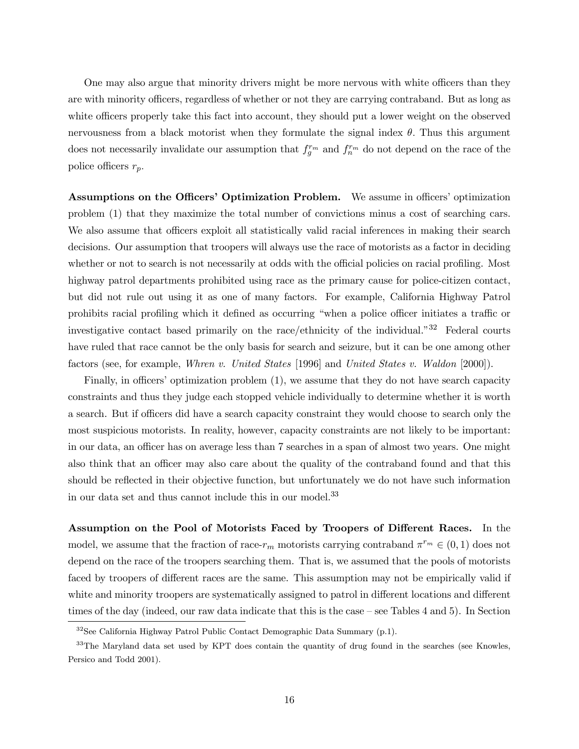One may also argue that minority drivers might be more nervous with white officers than they are with minority officers, regardless of whether or not they are carrying contraband. But as long as white officers properly take this fact into account, they should put a lower weight on the observed nervousness from a black motorist when they formulate the signal index $\theta$. Thus this argument does not necessarily invalidate our assumption that $f_g^{r_m}$ and $f_n^{r_m}$ do not depend on the race of the police officers $r_p$.

**Assumptions on the Officers' Optimization Problem.** We assume in officers' optimization problem (1) that they maximize the total number of convictions minus a cost of searching cars. We also assume that officers exploit all statistically valid racial inferences in making their search decisions. Our assumption that troopers will always use the race of motorists as a factor in deciding whether or not to search is not necessarily at odds with the official policies on racial profiling. Most highway patrol departments prohibited using race as the primary cause for police-citizen contact, but did not rule out using it as one of many factors. For example, California Highway Patrol prohibits racial profiling which it defined as occurring "when a police officer initiates a traffic or investigative contact based primarily on the race/ethnicity of the individual."[32] Federal courts have ruled that race cannot be the only basis for search and seizure, but it can be one among other factors (see, for example, *Whren v. United States* [1996] and *United States v. Waldon* [2000]).

Finally, in officers' optimization problem (1), we assume that they do not have search capacity constraints and thus they judge each stopped vehicle individually to determine whether it is worth a search. But if officers did have a search capacity constraint they would choose to search only the most suspicious motorists. In reality, however, capacity constraints are not likely to be important: in our data, an officer has on average less than 7 searches in a span of almost two years. One might also think that an officer may also care about the quality of the contraband found and that this should be reflected in their objective function, but unfortunately we do not have such information in our data set and thus cannot include this in our model.[33]

**Assumption on the Pool of Motorists Faced by Troopers of Different Races.** In the model, we assume that the fraction of race-$r_m$ motorists carrying contraband $\pi^{r_m} \in (0,1)$ does not depend on the race of the troopers searching them. That is, we assumed that the pools of motorists faced by troopers of different races are the same. This assumption may not be empirically valid if white and minority troopers are systematically assigned to patrol in different locations and different times of the day (indeed, our raw data indicate that this is the case – see Tables 4 and 5). In Section

[32] See California Highway Patrol Public Contact Demographic Data Summary (p.1).

[33] The Maryland data set used by KPT does contain the quantity of drug found in the searches (see Knowles, Persico and Todd 2001).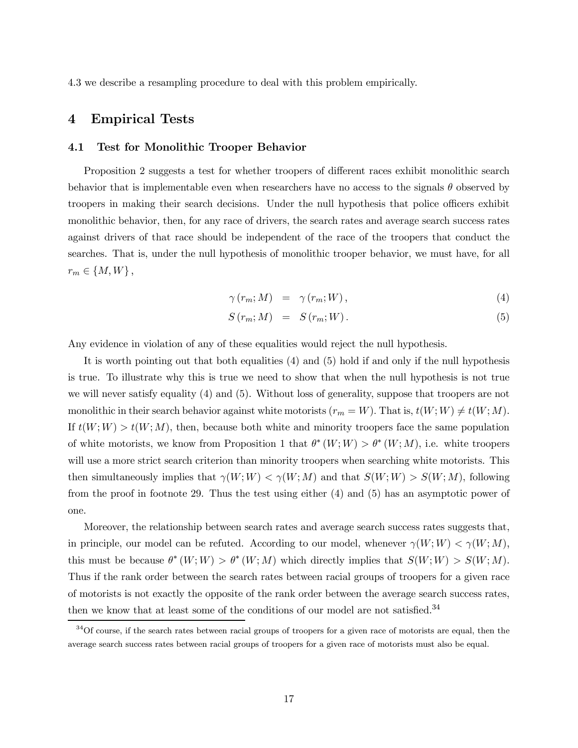4.3 we describe a resampling procedure to deal with this problem empirically.

# 4 Empirical Tests

## 4.1 Test for Monolithic Trooper Behavior

Proposition 2 suggests a test for whether troopers of different races exhibit monolithic search behavior that is implementable even when researchers have no access to the signals $\theta$ observed by troopers in making their search decisions. Under the null hypothesis that police officers exhibit monolithic behavior, then, for any race of drivers, the search rates and average search success rates against drivers of that race should be independent of the race of the troopers that conduct the searches. That is, under the null hypothesis of monolithic trooper behavior, we must have, for all $r_m \in \{M, W\}$,

$$\gamma(r_m; M) = \gamma(r_m; W), \tag{4}$$

$$S(r_m; M) = S(r_m; W). \tag{5}$$

Any evidence in violation of any of these equalities would reject the null hypothesis.

It is worth pointing out that both equalities (4) and (5) hold if and only if the null hypothesis is true. To illustrate why this is true we need to show that when the null hypothesis is not true we will never satisfy equality (4) and (5). Without loss of generality, suppose that troopers are not monolithic in their search behavior against white motorists ($r_m = W$). That is, $t(W; W) \neq t(W; M)$. If $t(W; W) > t(W; M)$, then, because both white and minority troopers face the same population of white motorists, we know from Proposition 1 that $\theta^*(W; W) > \theta^*(W; M)$, i.e. white troopers will use a more strict search criterion than minority troopers when searching white motorists. This then simultaneously implies that $\gamma(W; W) < \gamma(W; M)$ and that $S(W; W) > S(W; M)$, following from the proof in footnote 29. Thus the test using either (4) and (5) has an asymptotic power of one.

Moreover, the relationship between search rates and average search success rates suggests that, in principle, our model can be refuted. According to our model, whenever $\gamma(W; W) < \gamma(W; M)$, this must be because $\theta^*(W; W) > \theta^*(W; M)$ which directly implies that $S(W; W) > S(W; M)$. Thus if the rank order between the search rates between racial groups of troopers for a given race of motorists is not exactly the opposite of the rank order between the average search success rates, then we know that at least some of the conditions of our model are not satisfied.[34]

[34] Of course, if the search rates between racial groups of troopers for a given race of motorists are equal, then the average search success rates between racial groups of troopers for a given race of motorists must also be equal.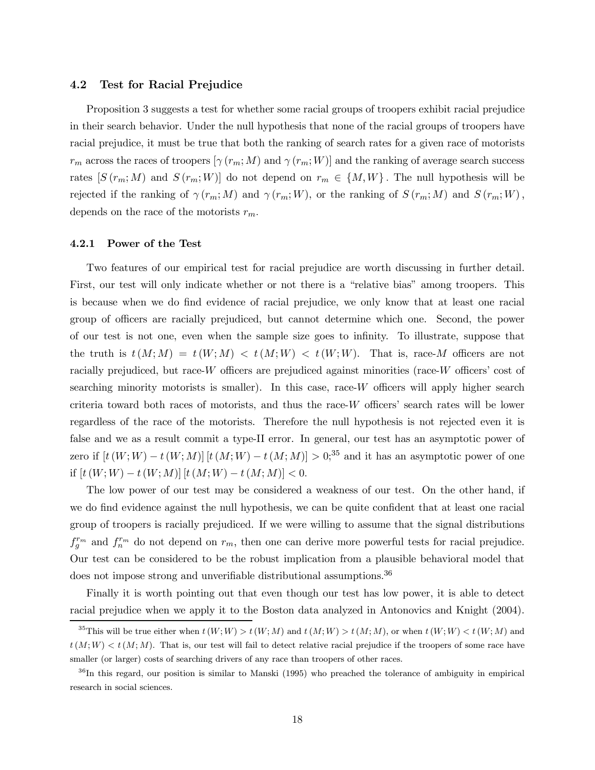### 4.2 Test for Racial Prejudice

Proposition 3 suggests a test for whether some racial groups of troopers exhibit racial prejudice in their search behavior. Under the null hypothesis that none of the racial groups of troopers have racial prejudice, it must be true that both the ranking of search rates for a given race of motorists $r_m$ across the races of troopers $[\gamma(r_m; M)$ and $\gamma(r_m; W)]$ and the ranking of average search success rates $[S(r_m; M)$ and $S(r_m; W)]$ do not depend on $r_m \in \{M, W\}$. The null hypothesis will be rejected if the ranking of $\gamma(r_m; M)$ and $\gamma(r_m; W)$, or the ranking of $S(r_m; M)$ and $S(r_m; W)$, depends on the race of the motorists $r_m$.

#### 4.2.1 Power of the Test

Two features of our empirical test for racial prejudice are worth discussing in further detail. First, our test will only indicate whether or not there is a "relative bias" among troopers. This is because when we do find evidence of racial prejudice, we only know that at least one racial group of officers are racially prejudiced, but cannot determine which one. Second, the power of our test is not one, even when the sample size goes to infinity. To illustrate, suppose that the truth is $t(M; M) = t(W; M) < t(M; W) < t(W; W)$. That is, race-$M$ officers are not racially prejudiced, but race-$W$ officers are prejudiced against minorities (race-$W$ officers' cost of searching minority motorists is smaller). In this case, race-$W$ officers will apply higher search criteria toward both races of motorists, and thus the race-$W$ officers' search rates will be lower regardless of the race of the motorists. Therefore the null hypothesis is not rejected even it is false and we as a result commit a type-II error. In general, our test has an asymptotic power of zero if $[t(W; W) - t(W; M)][t(M; W) - t(M; M)] > 0$;[35] and it has an asymptotic power of one if $[t(W; W) - t(W; M)][t(M; W) - t(M; M)] < 0$.

The low power of our test may be considered a weakness of our test. On the other hand, if we do find evidence against the null hypothesis, we can be quite confident that at least one racial group of troopers is racially prejudiced. If we were willing to assume that the signal distributions $f_g^{r_m}$ and $f_n^{r_m}$ do not depend on $r_m$, then one can derive more powerful tests for racial prejudice. Our test can be considered to be the robust implication from a plausible behavioral model that does not impose strong and unverifiable distributional assumptions.[36]

Finally it is worth pointing out that even though our test has low power, it is able to detect racial prejudice when we apply it to the Boston data analyzed in Antonovics and Knight (2004).

---

[35] This will be true either when $t(W; W) > t(W; M)$ and $t(M; W) > t(M; M)$, or when $t(W; W) < t(W; M)$ and $t(M; W) < t(M; M)$. That is, our test will fail to detect relative racial prejudice if the troopers of some race have smaller (or larger) costs of searching drivers of any race than troopers of other races.

[36] In this regard, our position is similar to Manski (1995) who preached the tolerance of ambiguity in empirical research in social sciences.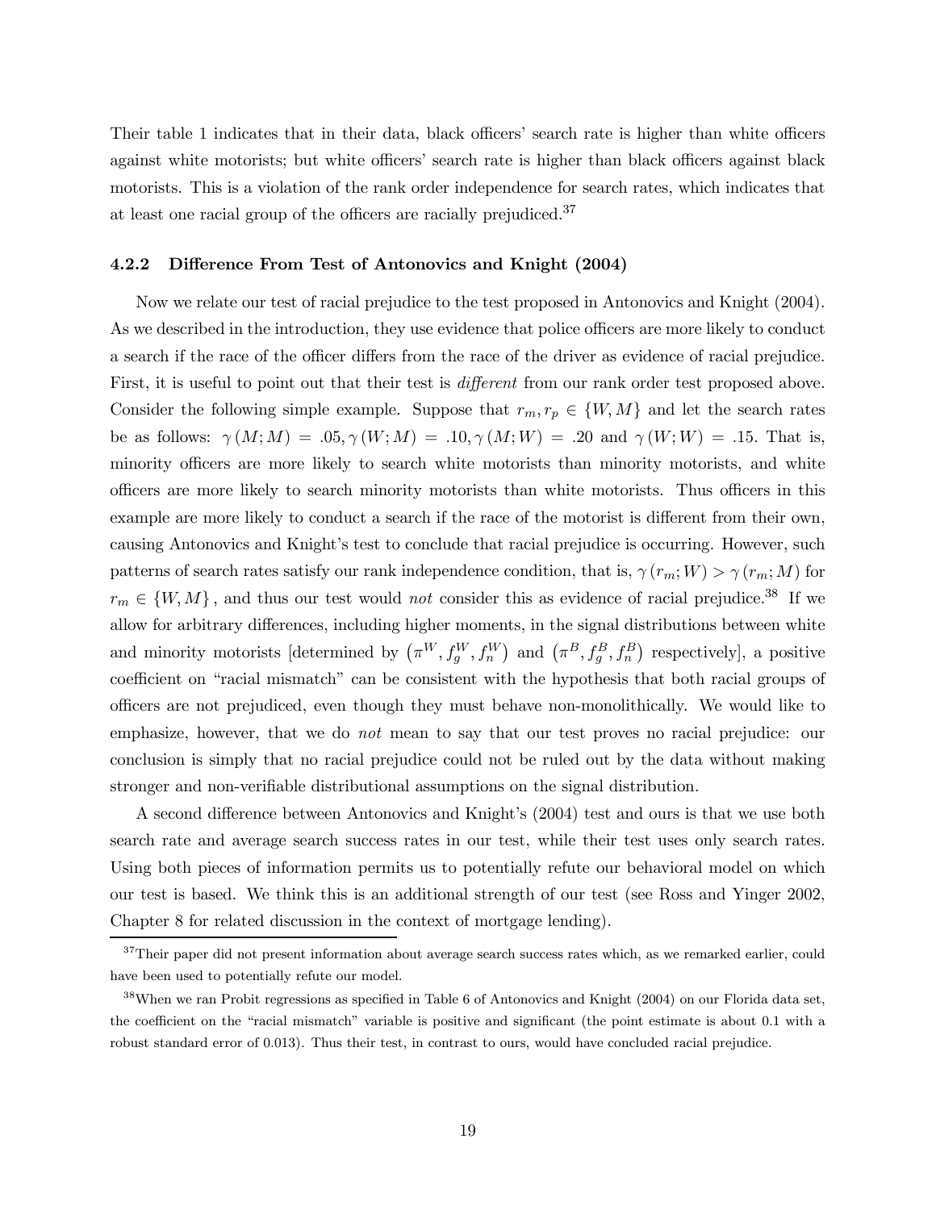Their table 1 indicates that in their data, black officers' search rate is higher than white officers against white motorists; but white officers' search rate is higher than black officers against black motorists. This is a violation of the rank order independence for search rates, which indicates that at least one racial group of the officers are racially prejudiced.[37]

#### 4.2.2 Difference From Test of Antonovics and Knight (2004)

Now we relate our test of racial prejudice to the test proposed in Antonovics and Knight (2004). As we described in the introduction, they use evidence that police officers are more likely to conduct a search if the race of the officer differs from the race of the driver as evidence of racial prejudice. First, it is useful to point out that their test is *different* from our rank order test proposed above. Consider the following simple example. Suppose that $r_m, r_p \in \{W, M\}$ and let the search rates be as follows: $\gamma(M; M) = .05, \gamma(W; M) = .10, \gamma(M; W) = .20$ and $\gamma(W; W) = .15$. That is, minority officers are more likely to search white motorists than minority motorists, and white officers are more likely to search minority motorists than white motorists. Thus officers in this example are more likely to conduct a search if the race of the motorist is different from their own, causing Antonovics and Knight's test to conclude that racial prejudice is occurring. However, such patterns of search rates satisfy our rank independence condition, that is, $\gamma(r_m; W) > \gamma(r_m; M)$ for $r_m \in \{W, M\}$, and thus our test would *not* consider this as evidence of racial prejudice.[38] If we allow for arbitrary differences, including higher moments, in the signal distributions between white and minority motorists [determined by $\left(\pi^W, f_g^W, f_n^W\right)$ and $\left(\pi^B, f_g^B, f_n^B\right)$ respectively], a positive coefficient on "racial mismatch" can be consistent with the hypothesis that both racial groups of officers are not prejudiced, even though they must behave non-monolithically. We would like to emphasize, however, that we do *not* mean to say that our test proves no racial prejudice: our conclusion is simply that no racial prejudice could not be ruled out by the data without making stronger and non-verifiable distributional assumptions on the signal distribution.

A second difference between Antonovics and Knight's (2004) test and ours is that we use both search rate and average search success rates in our test, while their test uses only search rates. Using both pieces of information permits us to potentially refute our behavioral model on which our test is based. We think this is an additional strength of our test (see Ross and Yinger 2002, Chapter 8 for related discussion in the context of mortgage lending).

[37] Their paper did not present information about average search success rates which, as we remarked earlier, could have been used to potentially refute our model.

[38] When we ran Probit regressions as specified in Table 6 of Antonovics and Knight (2004) on our Florida data set, the coefficient on the "racial mismatch" variable is positive and significant (the point estimate is about 0.1 with a robust standard error of 0.013). Thus their test, in contrast to ours, would have concluded racial prejudice.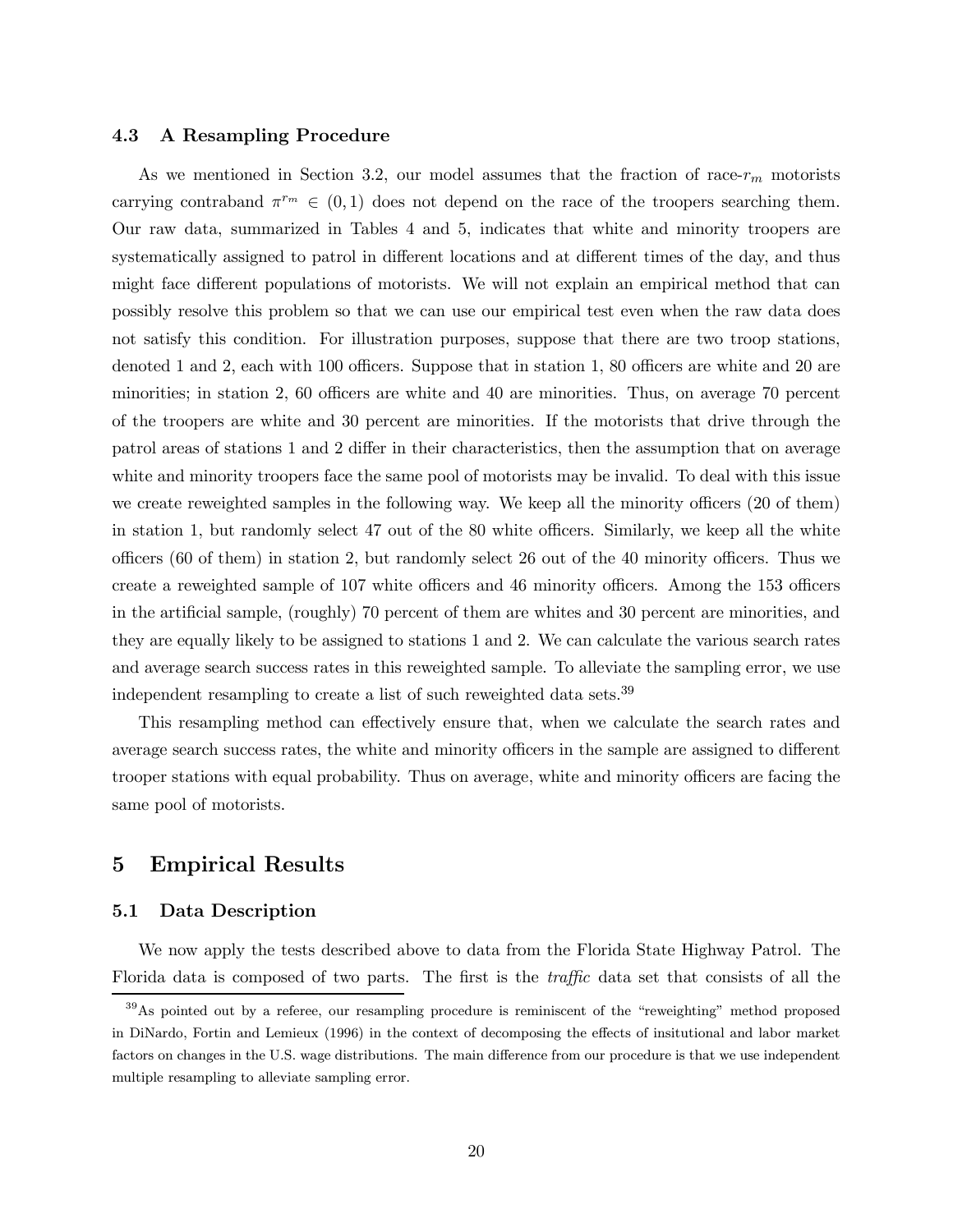### 4.3 A Resampling Procedure

As we mentioned in Section 3.2, our model assumes that the fraction of race-$r_m$ motorists carrying contraband $\pi^{r_m} \in (0, 1)$ does not depend on the race of the troopers searching them. Our raw data, summarized in Tables 4 and 5, indicates that white and minority troopers are systematically assigned to patrol in different locations and at different times of the day, and thus might face different populations of motorists. We will not explain an empirical method that can possibly resolve this problem so that we can use our empirical test even when the raw data does not satisfy this condition. For illustration purposes, suppose that there are two troop stations, denoted 1 and 2, each with 100 officers. Suppose that in station 1, 80 officers are white and 20 are minorities; in station 2, 60 officers are white and 40 are minorities. Thus, on average 70 percent of the troopers are white and 30 percent are minorities. If the motorists that drive through the patrol areas of stations 1 and 2 differ in their characteristics, then the assumption that on average white and minority troopers face the same pool of motorists may be invalid. To deal with this issue we create reweighted samples in the following way. We keep all the minority officers (20 of them) in station 1, but randomly select 47 out of the 80 white officers. Similarly, we keep all the white officers (60 of them) in station 2, but randomly select 26 out of the 40 minority officers. Thus we create a reweighted sample of 107 white officers and 46 minority officers. Among the 153 officers in the artificial sample, (roughly) 70 percent of them are whites and 30 percent are minorities, and they are equally likely to be assigned to stations 1 and 2. We can calculate the various search rates and average search success rates in this reweighted sample. To alleviate the sampling error, we use independent resampling to create a list of such reweighted data sets.[39]

This resampling method can effectively ensure that, when we calculate the search rates and average search success rates, the white and minority officers in the sample are assigned to different trooper stations with equal probability. Thus on average, white and minority officers are facing the same pool of motorists.

## 5 Empirical Results

### 5.1 Data Description

We now apply the tests described above to data from the Florida State Highway Patrol. The Florida data is composed of two parts. The first is the *traffic* data set that consists of all the

[39]As pointed out by a referee, our resampling procedure is reminiscent of the "reweighting" method proposed in DiNardo, Fortin and Lemieux (1996) in the context of decomposing the effects of insitutional and labor market factors on changes in the U.S. wage distributions. The main difference from our procedure is that we use independent multiple resampling to alleviate sampling error.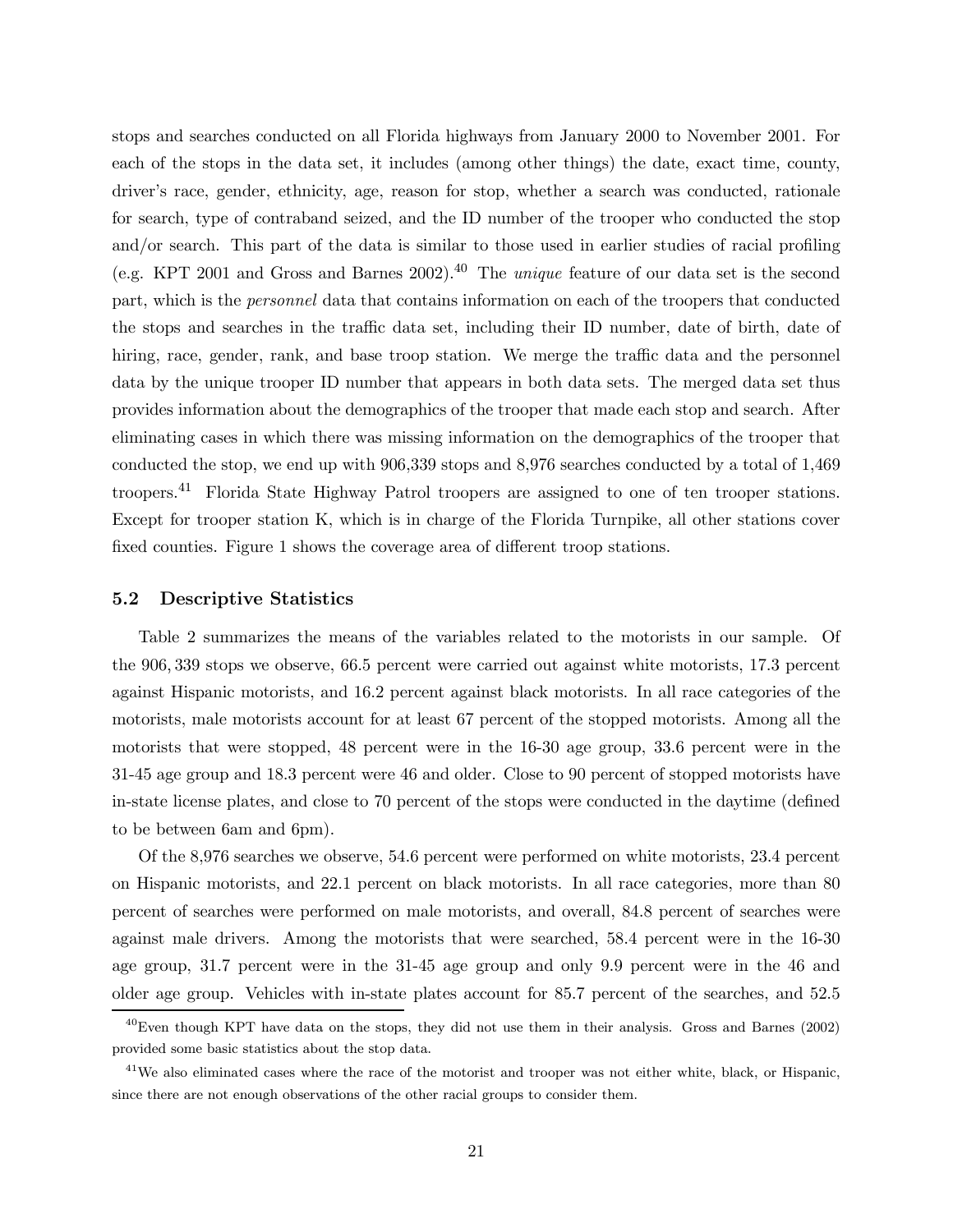stops and searches conducted on all Florida highways from January 2000 to November 2001. For each of the stops in the data set, it includes (among other things) the date, exact time, county, driver's race, gender, ethnicity, age, reason for stop, whether a search was conducted, rationale for search, type of contraband seized, and the ID number of the trooper who conducted the stop and/or search. This part of the data is similar to those used in earlier studies of racial profiling (e.g. KPT 2001 and Gross and Barnes 2002).[40] The *unique* feature of our data set is the second part, which is the *personnel* data that contains information on each of the troopers that conducted the stops and searches in the traffic data set, including their ID number, date of birth, date of hiring, race, gender, rank, and base troop station. We merge the traffic data and the personnel data by the unique trooper ID number that appears in both data sets. The merged data set thus provides information about the demographics of the trooper that made each stop and search. After eliminating cases in which there was missing information on the demographics of the trooper that conducted the stop, we end up with 906,339 stops and 8,976 searches conducted by a total of 1,469 troopers.[41] Florida State Highway Patrol troopers are assigned to one of ten trooper stations. Except for trooper station K, which is in charge of the Florida Turnpike, all other stations cover fixed counties. Figure 1 shows the coverage area of different troop stations.

### 5.2 Descriptive Statistics

Table 2 summarizes the means of the variables related to the motorists in our sample. Of the 906,339 stops we observe, 66.5 percent were carried out against white motorists, 17.3 percent against Hispanic motorists, and 16.2 percent against black motorists. In all race categories of the motorists, male motorists account for at least 67 percent of the stopped motorists. Among all the motorists that were stopped, 48 percent were in the 16-30 age group, 33.6 percent were in the 31-45 age group and 18.3 percent were 46 and older. Close to 90 percent of stopped motorists have in-state license plates, and close to 70 percent of the stops were conducted in the daytime (defined to be between 6am and 6pm).

Of the 8,976 searches we observe, 54.6 percent were performed on white motorists, 23.4 percent on Hispanic motorists, and 22.1 percent on black motorists. In all race categories, more than 80 percent of searches were performed on male motorists, and overall, 84.8 percent of searches were against male drivers. Among the motorists that were searched, 58.4 percent were in the 16-30 age group, 31.7 percent were in the 31-45 age group and only 9.9 percent were in the 46 and older age group. Vehicles with in-state plates account for 85.7 percent of the searches, and 52.5

[40] Even though KPT have data on the stops, they did not use them in their analysis. Gross and Barnes (2002) provided some basic statistics about the stop data.

[41] We also eliminated cases where the race of the motorist and trooper was not either white, black, or Hispanic, since there are not enough observations of the other racial groups to consider them.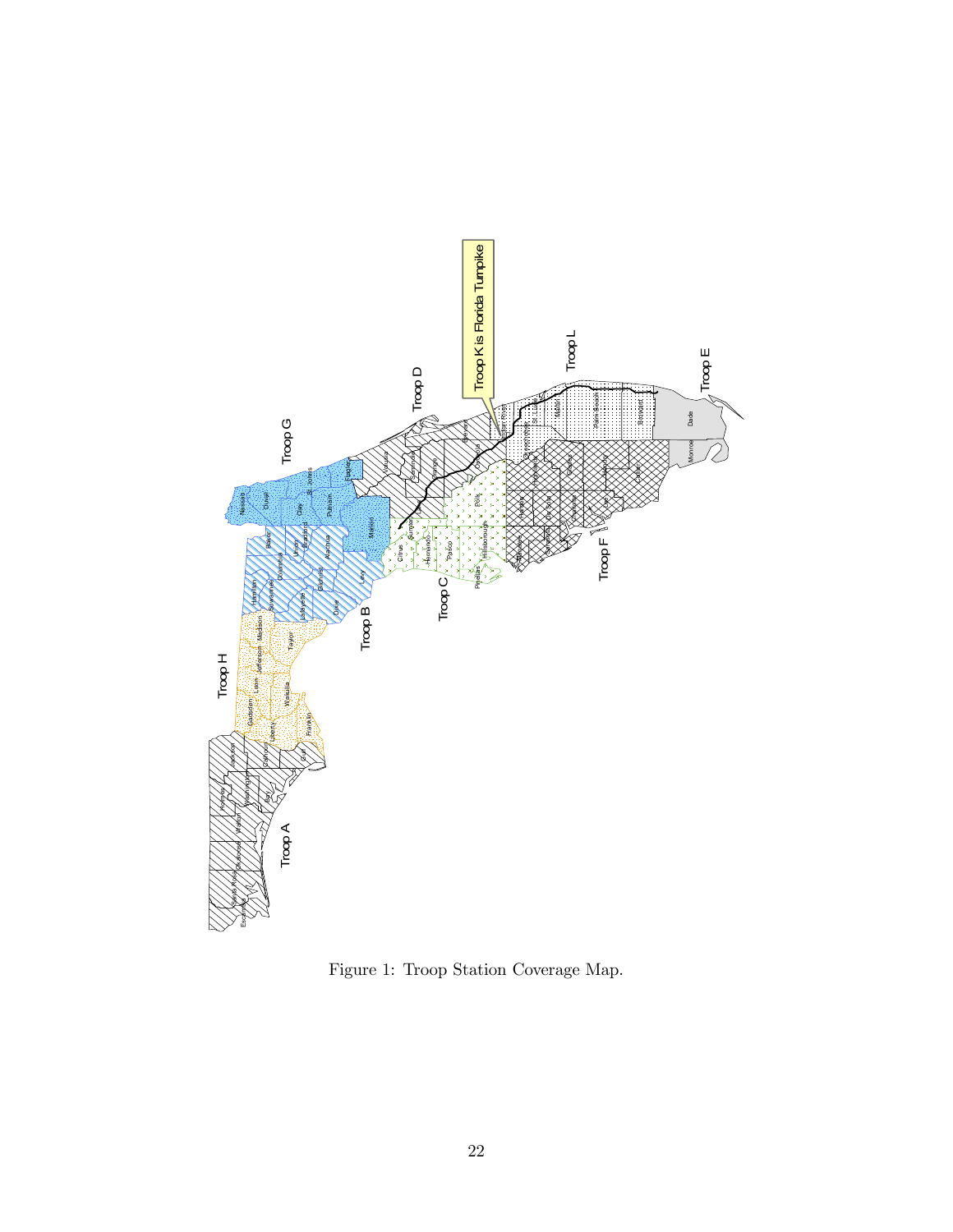Figure 1: Troop Station Coverage Map.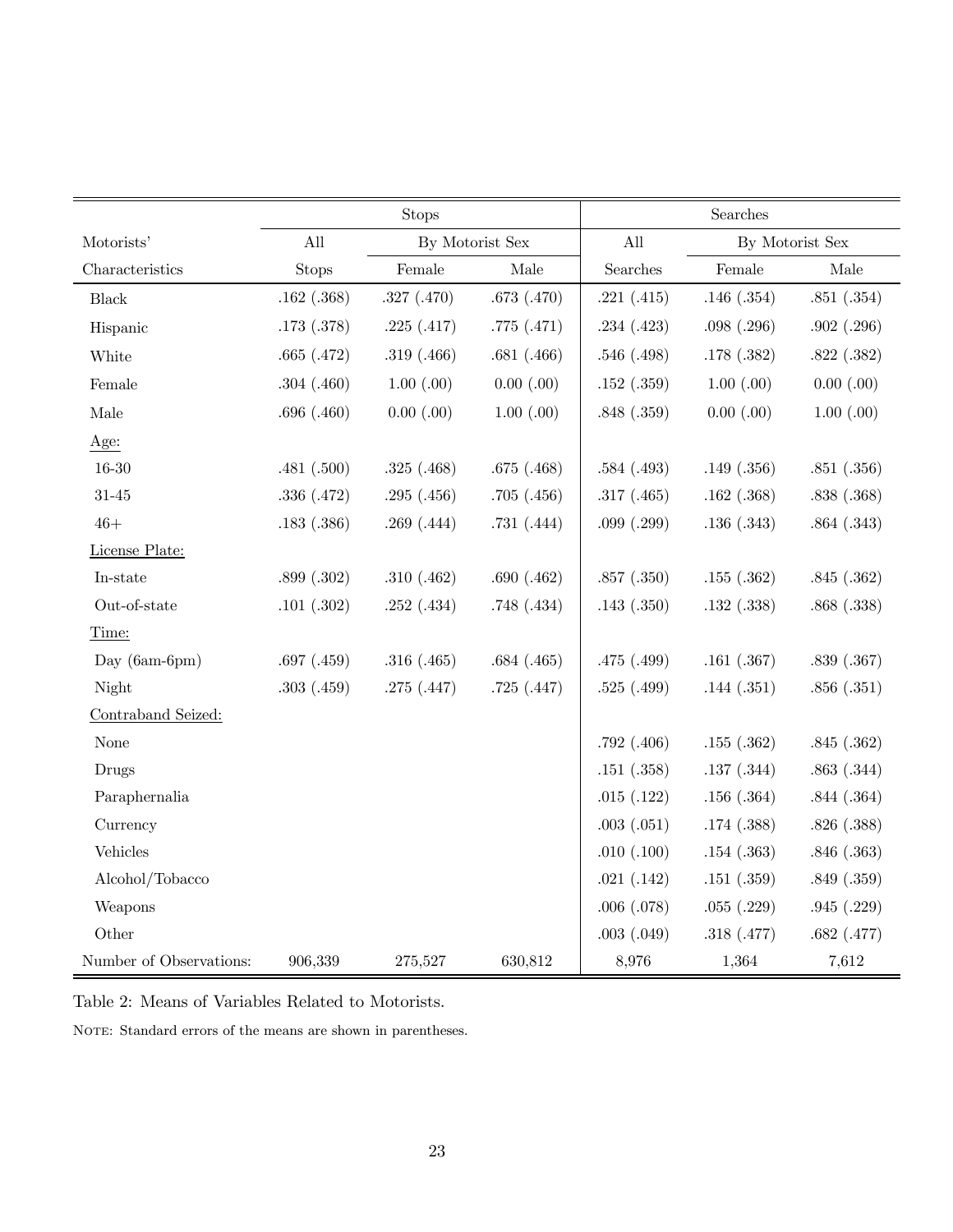| Motorists' Characteristics | Stops | | | Searches | | |
|---|---|---|---|---|---|---|
| | All Stops | By Motorist Sex | | All Searches | By Motorist Sex | |
| | | Female | Male | | Female | Male |
| Black | .162 (.368) | .327 (.470) | .673 (.470) | .221 (.415) | .146 (.354) | .851 (.354) |
| Hispanic | .173 (.378) | .225 (.417) | .775 (.471) | .234 (.423) | .098 (.296) | .902 (.296) |
| White | .665 (.472) | .319 (.466) | .681 (.466) | .546 (.498) | .178 (.382) | .822 (.382) |
| Female | .304 (.460) | 1.00 (.00) | 0.00 (.00) | .152 (.359) | 1.00 (.00) | 0.00 (.00) |
| Male | .696 (.460) | 0.00 (.00) | 1.00 (.00) | .848 (.359) | 0.00 (.00) | 1.00 (.00) |
| Age: | | | | | | |
| 16-30 | .481 (.500) | .325 (.468) | .675 (.468) | .584 (.493) | .149 (.356) | .851 (.356) |
| 31-45 | .336 (.472) | .295 (.456) | .705 (.456) | .317 (.465) | .162 (.368) | .838 (.368) |
| 46+ | .183 (.386) | .269 (.444) | .731 (.444) | .099 (.299) | .136 (.343) | .864 (.343) |
| License Plate: | | | | | | |
| In-state | .899 (.302) | .310 (.462) | .690 (.462) | .857 (.350) | .155 (.362) | .845 (.362) |
| Out-of-state | .101 (.302) | .252 (.434) | .748 (.434) | .143 (.350) | .132 (.338) | .868 (.338) |
| Time: | | | | | | |
| Day (6am-6pm) | .697 (.459) | .316 (.465) | .684 (.465) | .475 (.499) | .161 (.367) | .839 (.367) |
| Night | .303 (.459) | .275 (.447) | .725 (.447) | .525 (.499) | .144 (.351) | .856 (.351) |
| Contraband Seized: | | | | | | |
| None | | | | .792 (.406) | .155 (.362) | .845 (.362) |
| Drugs | | | | .151 (.358) | .137 (.344) | .863 (.344) |
| Paraphernalia | | | | .015 (.122) | .156 (.364) | .844 (.364) |
| Currency | | | | .003 (.051) | .174 (.388) | .826 (.388) |
| Vehicles | | | | .010 (.100) | .154 (.363) | .846 (.363) |
| Alcohol/Tobacco | | | | .021 (.142) | .151 (.359) | .849 (.359) |
| Weapons | | | | .006 (.078) | .055 (.229) | .945 (.229) |
| Other | | | | .003 (.049) | .318 (.477) | .682 (.477) |
| Number of Observations: | 906,339 | 275,527 | 630,812 | 8,976 | 1,364 | 7,612 |

Table 2: Means of Variables Related to Motorists.

NOTE: Standard errors of the means are shown in parentheses.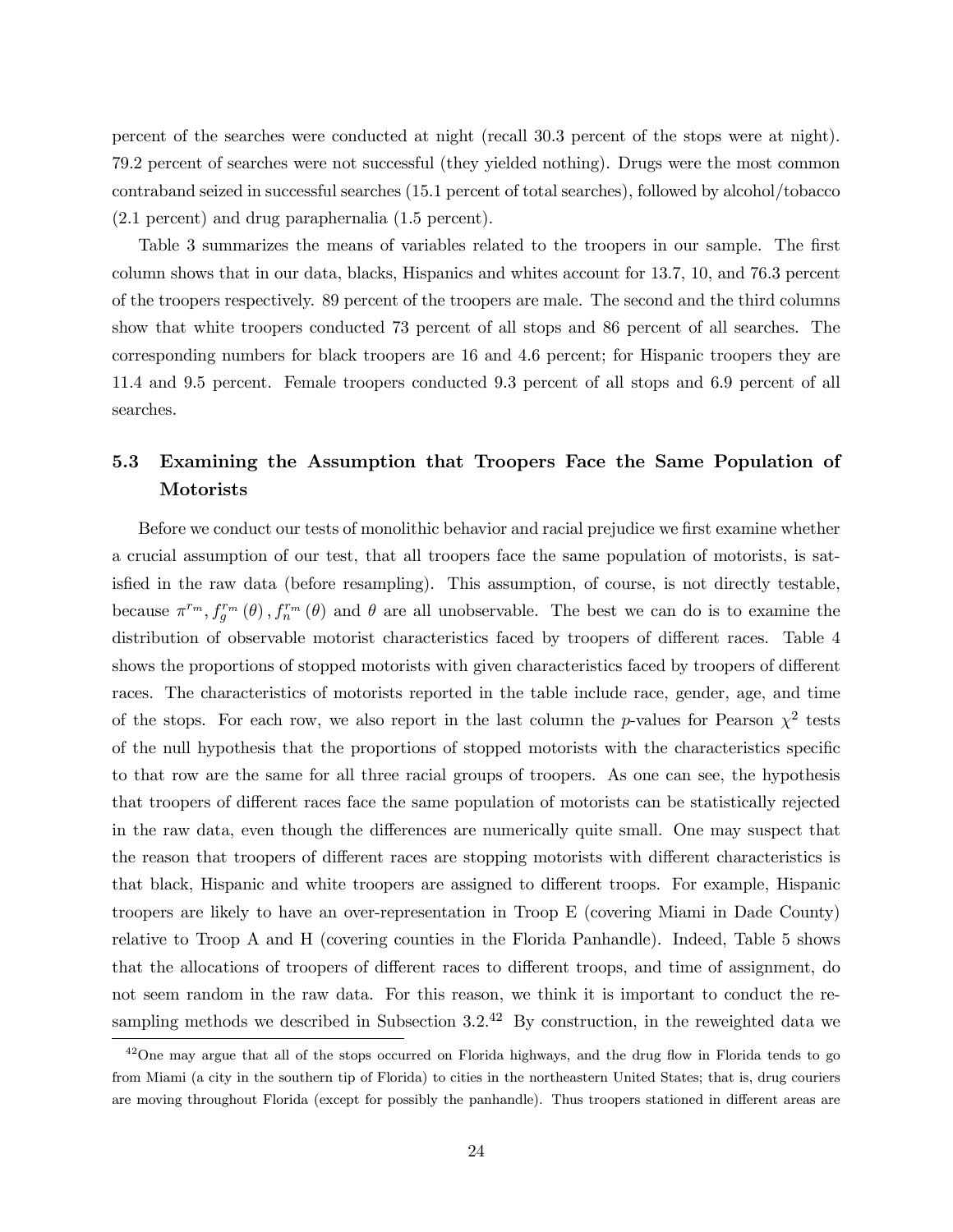percent of the searches were conducted at night (recall 30.3 percent of the stops were at night). 79.2 percent of searches were not successful (they yielded nothing). Drugs were the most common contraband seized in successful searches (15.1 percent of total searches), followed by alcohol/tobacco (2.1 percent) and drug paraphernalia (1.5 percent).

Table 3 summarizes the means of variables related to the troopers in our sample. The first column shows that in our data, blacks, Hispanics and whites account for 13.7, 10, and 76.3 percent of the troopers respectively. 89 percent of the troopers are male. The second and the third columns show that white troopers conducted 73 percent of all stops and 86 percent of all searches. The corresponding numbers for black troopers are 16 and 4.6 percent; for Hispanic troopers they are 11.4 and 9.5 percent. Female troopers conducted 9.3 percent of all stops and 6.9 percent of all searches.

### 5.3 Examining the Assumption that Troopers Face the Same Population of Motorists

Before we conduct our tests of monolithic behavior and racial prejudice we first examine whether a crucial assumption of our test, that all troopers face the same population of motorists, is satisfied in the raw data (before resampling). This assumption, of course, is not directly testable, because $\pi^{r_m}, f_g^{r_m}(\theta), f_n^{r_m}(\theta)$ and $\theta$ are all unobservable. The best we can do is to examine the distribution of observable motorist characteristics faced by troopers of different races. Table 4 shows the proportions of stopped motorists with given characteristics faced by troopers of different races. The characteristics of motorists reported in the table include race, gender, age, and time of the stops. For each row, we also report in the last column the $p$-values for Pearson $\chi^2$ tests of the null hypothesis that the proportions of stopped motorists with the characteristics specific to that row are the same for all three racial groups of troopers. As one can see, the hypothesis that troopers of different races face the same population of motorists can be statistically rejected in the raw data, even though the differences are numerically quite small. One may suspect that the reason that troopers of different races are stopping motorists with different characteristics is that black, Hispanic and white troopers are assigned to different troops. For example, Hispanic troopers are likely to have an over-representation in Troop E (covering Miami in Dade County) relative to Troop A and H (covering counties in the Florida Panhandle). Indeed, Table 5 shows that the allocations of troopers of different races to different troops, and time of assignment, do not seem random in the raw data. For this reason, we think it is important to conduct the resampling methods we described in Subsection 3.2.[42] By construction, in the reweighted data we

[42] One may argue that all of the stops occurred on Florida highways, and the drug flow in Florida tends to go from Miami (a city in the southern tip of Florida) to cities in the northeastern United States; that is, drug couriers are moving throughout Florida (except for possibly the panhandle). Thus troopers stationed in different areas are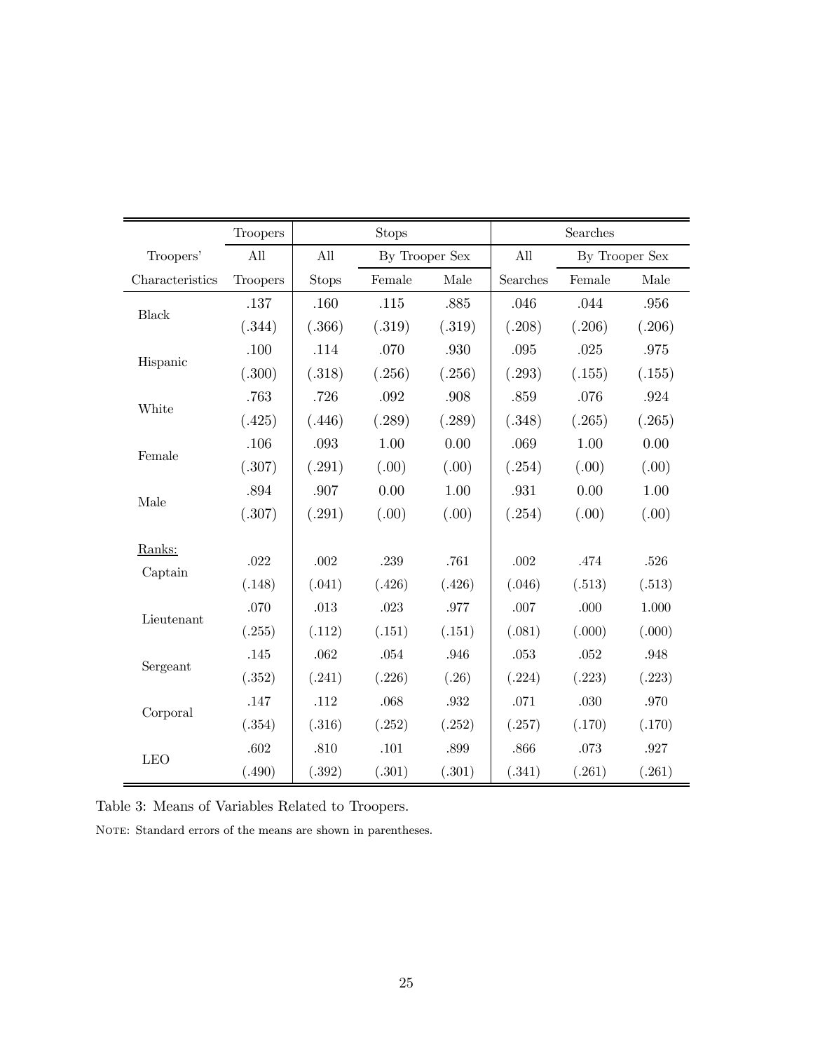| Troopers' Characteristics | Troopers | Stops | | | Searches | | |
|---|---|---|---|---|---|---|---|
| | All | All | By Trooper Sex | | All | By Trooper Sex | |
| | Troopers | Stops | Female | Male | Searches | Female | Male |
| Black | .137 | .160 | .115 | .885 | .046 | .044 | .956 |
| | (.344) | (.366) | (.319) | (.319) | (.208) | (.206) | (.206) |
| Hispanic | .100 | .114 | .070 | .930 | .095 | .025 | .975 |
| | (.300) | (.318) | (.256) | (.256) | (.293) | (.155) | (.155) |
| White | .763 | .726 | .092 | .908 | .859 | .076 | .924 |
| | (.425) | (.446) | (.289) | (.289) | (.348) | (.265) | (.265) |
| Female | .106 | .093 | 1.00 | 0.00 | .069 | 1.00 | 0.00 |
| | (.307) | (.291) | (.00) | (.00) | (.254) | (.00) | (.00) |
| Male | .894 | .907 | 0.00 | 1.00 | .931 | 0.00 | 1.00 |
| | (.307) | (.291) | (.00) | (.00) | (.254) | (.00) | (.00) |
| Ranks: | | | | | | | |
| Captain | .022 | .002 | .239 | .761 | .002 | .474 | .526 |
| | (.148) | (.041) | (.426) | (.426) | (.046) | (.513) | (.513) |
| Lieutenant | .070 | .013 | .023 | .977 | .007 | .000 | 1.000 |
| | (.255) | (.112) | (.151) | (.151) | (.081) | (.000) | (.000) |
| Sergeant | .145 | .062 | .054 | .946 | .053 | .052 | .948 |
| | (.352) | (.241) | (.226) | (.26) | (.224) | (.223) | (.223) |
| Corporal | .147 | .112 | .068 | .932 | .071 | .030 | .970 |
| | (.354) | (.316) | (.252) | (.252) | (.257) | (.170) | (.170) |
| LEO | .602 | .810 | .101 | .899 | .866 | .073 | .927 |
| | (.490) | (.392) | (.301) | (.301) | (.341) | (.261) | (.261) |

Table 3: Means of Variables Related to Troopers.

NOTE: Standard errors of the means are shown in parentheses.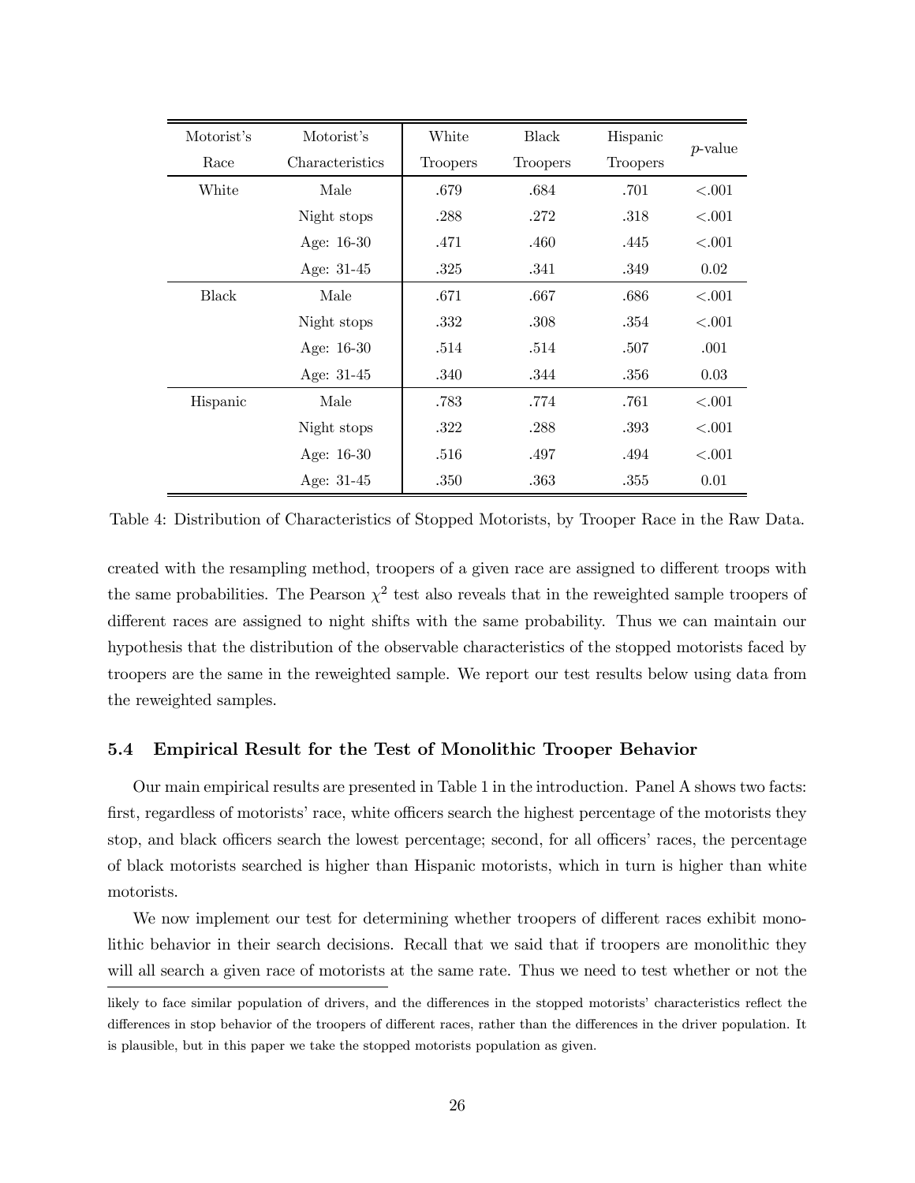| Motorist's Race | Motorist's Characteristics | White Troopers | Black Troopers | Hispanic Troopers | $p$-value |
|---|---|---|---|---|---|
| White | Male | .679 | .684 | .701 | <.001 |
| | Night stops | .288 | .272 | .318 | <.001 |
| | Age: 16-30 | .471 | .460 | .445 | <.001 |
| | Age: 31-45 | .325 | .341 | .349 | 0.02 |
| Black | Male | .671 | .667 | .686 | <.001 |
| | Night stops | .332 | .308 | .354 | <.001 |
| | Age: 16-30 | .514 | .514 | .507 | .001 |
| | Age: 31-45 | .340 | .344 | .356 | 0.03 |
| Hispanic | Male | .783 | .774 | .761 | <.001 |
| | Night stops | .322 | .288 | .393 | <.001 |
| | Age: 16-30 | .516 | .497 | .494 | <.001 |
| | Age: 31-45 | .350 | .363 | .355 | 0.01 |

Table 4: Distribution of Characteristics of Stopped Motorists, by Trooper Race in the Raw Data.

created with the resampling method, troopers of a given race are assigned to different troops with the same probabilities. The Pearson $\chi^2$ test also reveals that in the reweighted sample troopers of different races are assigned to night shifts with the same probability. Thus we can maintain our hypothesis that the distribution of the observable characteristics of the stopped motorists faced by troopers are the same in the reweighted sample. We report our test results below using data from the reweighted samples.

### 5.4 Empirical Result for the Test of Monolithic Trooper Behavior

Our main empirical results are presented in Table 1 in the introduction. Panel A shows two facts: first, regardless of motorists' race, white officers search the highest percentage of the motorists they stop, and black officers search the lowest percentage; second, for all officers' races, the percentage of black motorists searched is higher than Hispanic motorists, which in turn is higher than white motorists.

We now implement our test for determining whether troopers of different races exhibit monolithic behavior in their search decisions. Recall that we said that if troopers are monolithic they will all search a given race of motorists at the same rate. Thus we need to test whether or not the

likely to face similar population of drivers, and the differences in the stopped motorists' characteristics reflect the differences in stop behavior of the troopers of different races, rather than the differences in the driver population. It is plausible, but in this paper we take the stopped motorists population as given.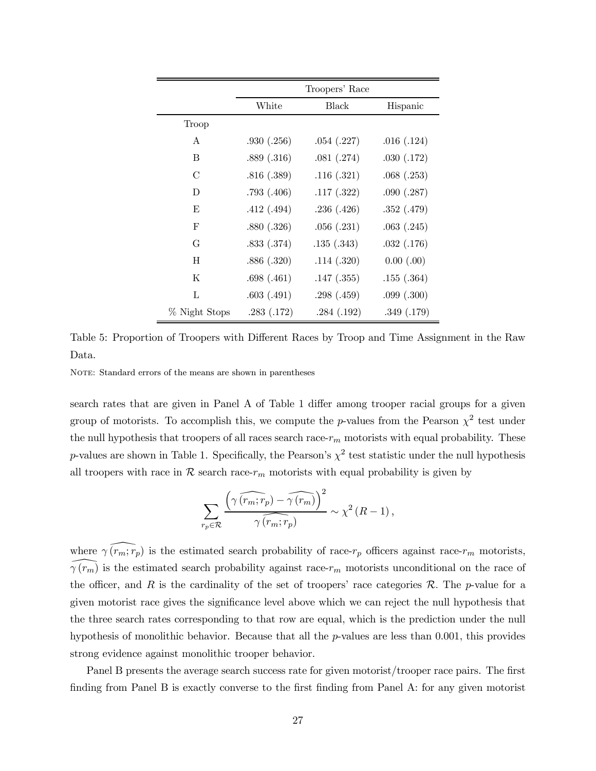| | Troopers' Race | | |
|---|---|---|---|
| | White | Black | Hispanic |
| Troop | | | |
| A | .930 (.256) | .054 (.227) | .016 (.124) |
| B | .889 (.316) | .081 (.274) | .030 (.172) |
| C | .816 (.389) | .116 (.321) | .068 (.253) |
| D | .793 (.406) | .117 (.322) | .090 (.287) |
| E | .412 (.494) | .236 (.426) | .352 (.479) |
| F | .880 (.326) | .056 (.231) | .063 (.245) |
| G | .833 (.374) | .135 (.343) | .032 (.176) |
| H | .886 (.320) | .114 (.320) | 0.00 (.00) |
| K | .698 (.461) | .147 (.355) | .155 (.364) |
| L | .603 (.491) | .298 (.459) | .099 (.300) |
| % Night Stops | .283 (.172) | .284 (.192) | .349 (.179) |

Table 5: Proportion of Troopers with Different Races by Troop and Time Assignment in the Raw Data.

NOTE: Standard errors of the means are shown in parentheses

search rates that are given in Panel A of Table 1 differ among trooper racial groups for a given group of motorists. To accomplish this, we compute the $p$-values from the Pearson $\chi^2$ test under the null hypothesis that troopers of all races search race-$r_m$ motorists with equal probability. These $p$-values are shown in Table 1. Specifically, the Pearson's $\chi^2$ test statistic under the null hypothesis all troopers with race in $\mathcal{R}$ search race-$r_m$ motorists with equal probability is given by

$$\sum_{r_p \in \mathcal{R}} \frac{\left(\widehat{\gamma(r_m; r_p)} - \widehat{\gamma(r_m)}\right)^2}{\widehat{\gamma(r_m; r_p)}} \sim \chi^2(R-1),$$

where $\widehat{\gamma(r_m; r_p)}$ is the estimated search probability of race-$r_p$ officers against race-$r_m$ motorists, $\widehat{\gamma(r_m)}$ is the estimated search probability against race-$r_m$ motorists unconditional on the race of the officer, and $R$ is the cardinality of the set of troopers' race categories $\mathcal{R}$. The $p$-value for a given motorist race gives the significance level above which we can reject the null hypothesis that the three search rates corresponding to that row are equal, which is the prediction under the null hypothesis of monolithic behavior. Because that all the $p$-values are less than 0.001, this provides strong evidence against monolithic trooper behavior.

Panel B presents the average search success rate for given motorist/trooper race pairs. The first finding from Panel B is exactly converse to the first finding from Panel A: for any given motorist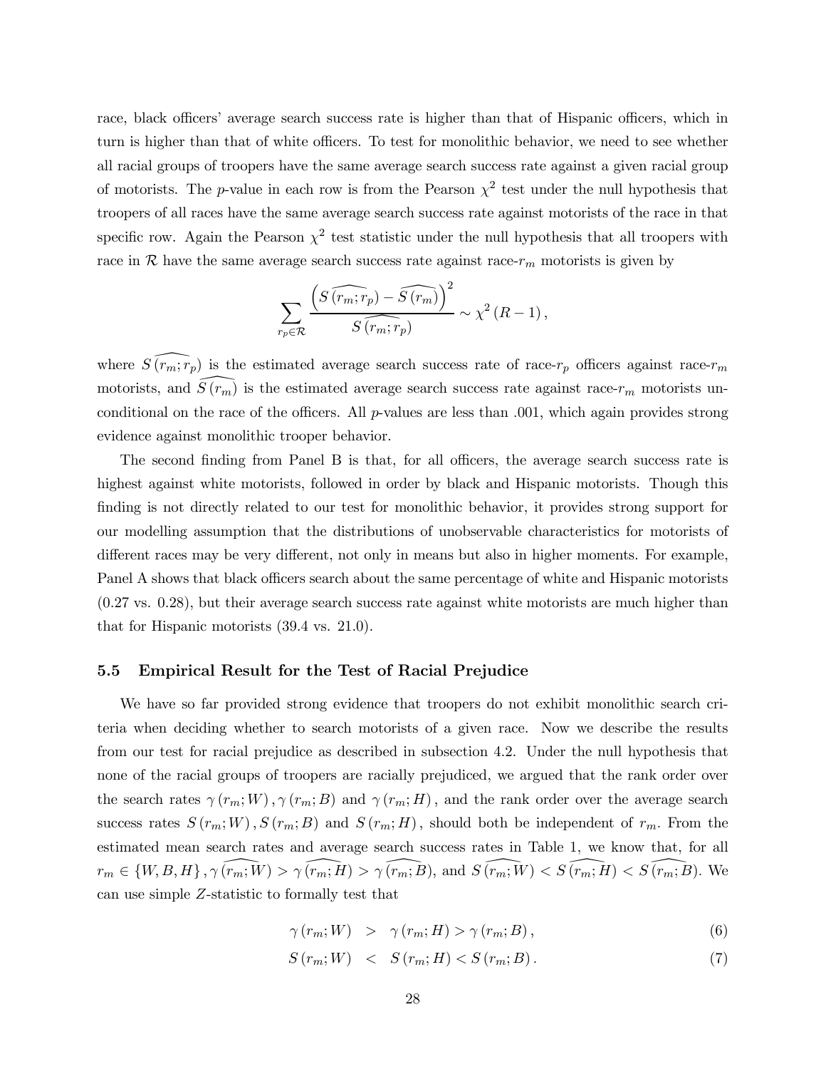race, black officers' average search success rate is higher than that of Hispanic officers, which in turn is higher than that of white officers. To test for monolithic behavior, we need to see whether all racial groups of troopers have the same average search success rate against a given racial group of motorists. The $p$-value in each row is from the Pearson $\chi^2$ test under the null hypothesis that troopers of all races have the same average search success rate against motorists of the race in that specific row. Again the Pearson $\chi^2$ test statistic under the null hypothesis that all troopers with race in $\mathcal{R}$ have the same average search success rate against race-$r_m$ motorists is given by

$$\sum_{r_p \in \mathcal{R}} \frac{\left(\widehat{S(r_m; r_p)} - \widehat{S(r_m)}\right)^2}{\widehat{S(r_m; r_p)}} \sim \chi^2(R-1),$$

where $\widehat{S(r_m; r_p)}$ is the estimated average search success rate of race-$r_p$ officers against race-$r_m$ motorists, and $\widehat{S(r_m)}$ is the estimated average search success rate against race-$r_m$ motorists unconditional on the race of the officers. All $p$-values are less than .001, which again provides strong evidence against monolithic trooper behavior.

The second finding from Panel B is that, for all officers, the average search success rate is highest against white motorists, followed in order by black and Hispanic motorists. Though this finding is not directly related to our test for monolithic behavior, it provides strong support for our modelling assumption that the distributions of unobservable characteristics for motorists of different races may be very different, not only in means but also in higher moments. For example, Panel A shows that black officers search about the same percentage of white and Hispanic motorists (0.27 vs. 0.28), but their average search success rate against white motorists are much higher than that for Hispanic motorists (39.4 vs. 21.0).

### 5.5 Empirical Result for the Test of Racial Prejudice

We have so far provided strong evidence that troopers do not exhibit monolithic search criteria when deciding whether to search motorists of a given race. Now we describe the results from our test for racial prejudice as described in subsection 4.2. Under the null hypothesis that none of the racial groups of troopers are racially prejudiced, we argued that the rank order over the search rates $\gamma(r_m; W), \gamma(r_m; B)$ and $\gamma(r_m; H)$, and the rank order over the average search success rates $S(r_m; W), S(r_m; B)$ and $S(r_m; H)$, should both be independent of $r_m$. From the estimated mean search rates and average search success rates in Table 1, we know that, for all $r_m \in \{W, B, H\}$, $\widehat{\gamma(r_m; W)} > \widehat{\gamma(r_m; H)} > \widehat{\gamma(r_m; B)}$, and $\widehat{S(r_m; W)} < \widehat{S(r_m; H)} < \widehat{S(r_m; B)}$. We can use simple $Z$-statistic to formally test that

$$\gamma(r_m; W) \quad > \quad \gamma(r_m; H) > \gamma(r_m; B), \tag{6}$$

$$S(r_m; W) \quad < \quad S(r_m; H) < S(r_m; B). \tag{7}$$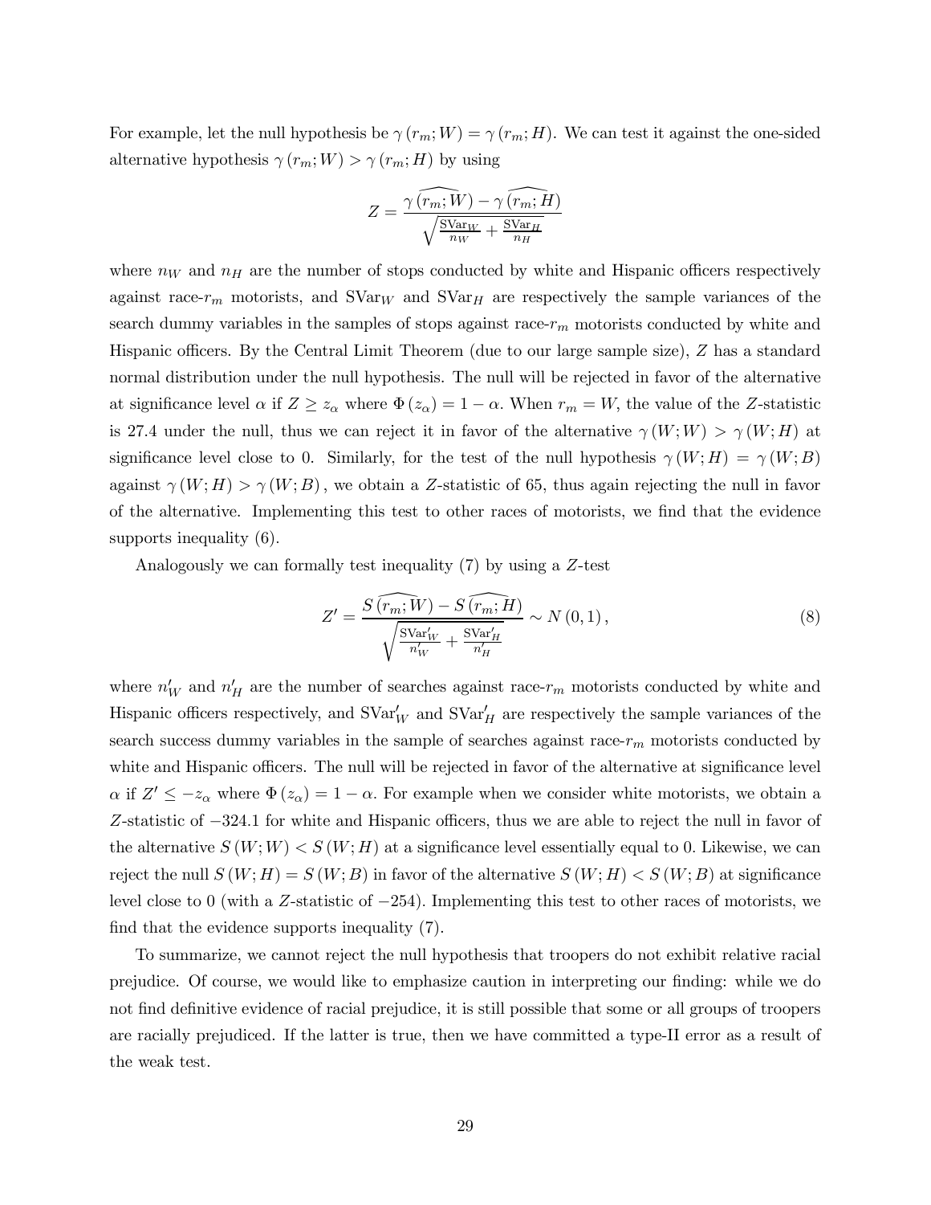For example, let the null hypothesis be $\gamma(r_m; W) = \gamma(r_m; H)$. We can test it against the one-sided alternative hypothesis $\gamma(r_m; W) > \gamma(r_m; H)$ by using

$$Z = \frac{\widehat{\gamma(r_m; W)} - \widehat{\gamma(r_m; H)}}{\sqrt{\frac{\text{SVar}_W}{n_W} + \frac{\text{SVar}_H}{n_H}}}$$

where $n_W$ and $n_H$ are the number of stops conducted by white and Hispanic officers respectively against race-$r_m$ motorists, and $\text{SVar}_W$ and $\text{SVar}_H$ are respectively the sample variances of the search dummy variables in the samples of stops against race-$r_m$ motorists conducted by white and Hispanic officers. By the Central Limit Theorem (due to our large sample size), $Z$ has a standard normal distribution under the null hypothesis. The null will be rejected in favor of the alternative at significance level $\alpha$ if $Z \geq z_\alpha$ where $\Phi(z_\alpha) = 1 - \alpha$. When $r_m = W$, the value of the $Z$-statistic is 27.4 under the null, thus we can reject it in favor of the alternative $\gamma(W; W) > \gamma(W; H)$ at significance level close to 0. Similarly, for the test of the null hypothesis $\gamma(W; H) = \gamma(W; B)$ against $\gamma(W; H) > \gamma(W; B)$, we obtain a $Z$-statistic of 65, thus again rejecting the null in favor of the alternative. Implementing this test to other races of motorists, we find that the evidence supports inequality (6).

Analogously we can formally test inequality (7) by using a $Z$-test

$$Z' = \frac{\widehat{S(r_m; W)} - \widehat{S(r_m; H)}}{\sqrt{\frac{\text{SVar}'_W}{n'_W} + \frac{\text{SVar}'_H}{n'_H}}} \sim N(0, 1), \tag{8}$$

where $n'_W$ and $n'_H$ are the number of searches against race-$r_m$ motorists conducted by white and Hispanic officers respectively, and $\text{SVar}'_W$ and $\text{SVar}'_H$ are respectively the sample variances of the search success dummy variables in the sample of searches against race-$r_m$ motorists conducted by white and Hispanic officers. The null will be rejected in favor of the alternative at significance level $\alpha$ if $Z' \leq -z_\alpha$ where $\Phi(z_\alpha) = 1 - \alpha$. For example when we consider white motorists, we obtain a $Z$-statistic of $-324.1$ for white and Hispanic officers, thus we are able to reject the null in favor of the alternative $S(W; W) < S(W; H)$ at a significance level essentially equal to 0. Likewise, we can reject the null $S(W; H) = S(W; B)$ in favor of the alternative $S(W; H) < S(W; B)$ at significance level close to 0 (with a $Z$-statistic of $-254$). Implementing this test to other races of motorists, we find that the evidence supports inequality (7).

To summarize, we cannot reject the null hypothesis that troopers do not exhibit relative racial prejudice. Of course, we would like to emphasize caution in interpreting our finding: while we do not find definitive evidence of racial prejudice, it is still possible that some or all groups of troopers are racially prejudiced. If the latter is true, then we have committed a type-II error as a result of the weak test.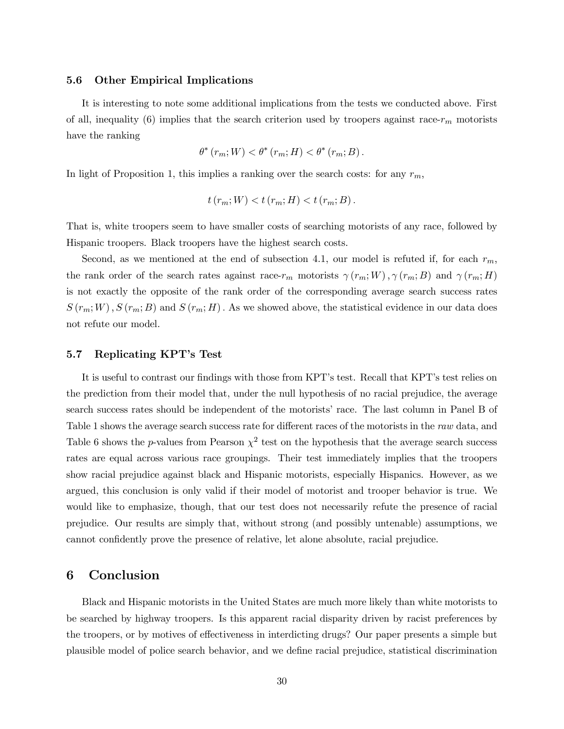### 5.6 Other Empirical Implications

It is interesting to note some additional implications from the tests we conducted above. First of all, inequality (6) implies that the search criterion used by troopers against race-$r_m$ motorists have the ranking

$$\theta^*(r_m; W) < \theta^*(r_m; H) < \theta^*(r_m; B).$$

In light of Proposition 1, this implies a ranking over the search costs: for any $r_m$,

$$t(r_m; W) < t(r_m; H) < t(r_m; B).$$

That is, white troopers seem to have smaller costs of searching motorists of any race, followed by Hispanic troopers. Black troopers have the highest search costs.

Second, as we mentioned at the end of subsection 4.1, our model is refuted if, for each $r_m$, the rank order of the search rates against race-$r_m$ motorists $\gamma(r_m; W), \gamma(r_m; B)$ and $\gamma(r_m; H)$ is not exactly the opposite of the rank order of the corresponding average search success rates $S(r_m; W), S(r_m; B)$ and $S(r_m; H)$. As we showed above, the statistical evidence in our data does not refute our model.

### 5.7 Replicating KPT's Test

It is useful to contrast our findings with those from KPT's test. Recall that KPT's test relies on the prediction from their model that, under the null hypothesis of no racial prejudice, the average search success rates should be independent of the motorists' race. The last column in Panel B of Table 1 shows the average search success rate for different races of the motorists in the *raw* data, and Table 6 shows the $p$-values from Pearson $\chi^2$ test on the hypothesis that the average search success rates are equal across various race groupings. Their test immediately implies that the troopers show racial prejudice against black and Hispanic motorists, especially Hispanics. However, as we argued, this conclusion is only valid if their model of motorist and trooper behavior is true. We would like to emphasize, though, that our test does not necessarily refute the presence of racial prejudice. Our results are simply that, without strong (and possibly untenable) assumptions, we cannot confidently prove the presence of relative, let alone absolute, racial prejudice.

## 6 Conclusion

Black and Hispanic motorists in the United States are much more likely than white motorists to be searched by highway troopers. Is this apparent racial disparity driven by racist preferences by the troopers, or by motives of effectiveness in interdicting drugs? Our paper presents a simple but plausible model of police search behavior, and we define racial prejudice, statistical discrimination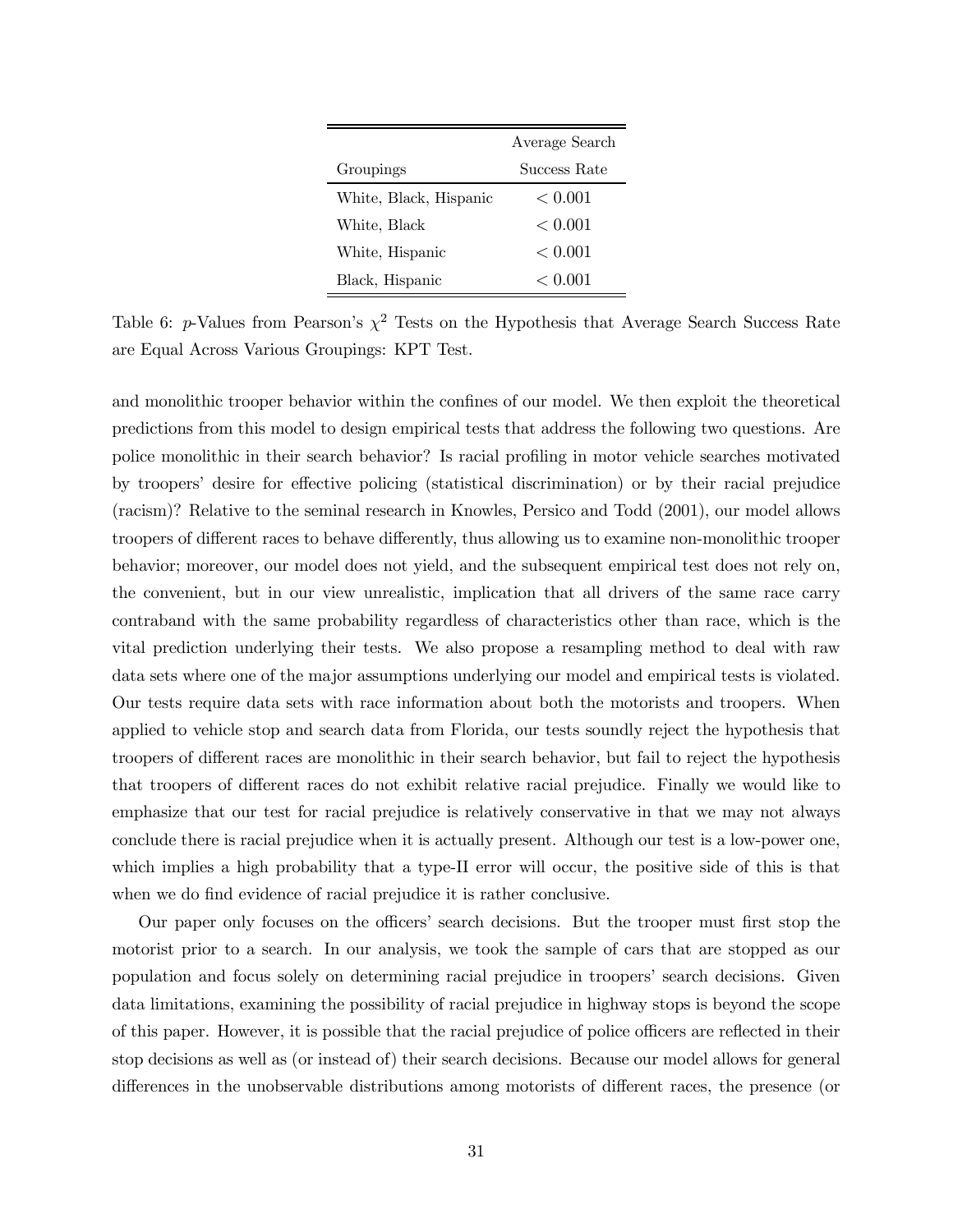| Groupings | Average Search Success Rate |
|---|---|
| White, Black, Hispanic | $< 0.001$ |
| White, Black | $< 0.001$ |
| White, Hispanic | $< 0.001$ |
| Black, Hispanic | $< 0.001$ |

Table 6: $p$-Values from Pearson's $\chi^2$ Tests on the Hypothesis that Average Search Success Rate are Equal Across Various Groupings: KPT Test.

and monolithic trooper behavior within the confines of our model. We then exploit the theoretical predictions from this model to design empirical tests that address the following two questions. Are police monolithic in their search behavior? Is racial profiling in motor vehicle searches motivated by troopers' desire for effective policing (statistical discrimination) or by their racial prejudice (racism)? Relative to the seminal research in Knowles, Persico and Todd (2001), our model allows troopers of different races to behave differently, thus allowing us to examine non-monolithic trooper behavior; moreover, our model does not yield, and the subsequent empirical test does not rely on, the convenient, but in our view unrealistic, implication that all drivers of the same race carry contraband with the same probability regardless of characteristics other than race, which is the vital prediction underlying their tests. We also propose a resampling method to deal with raw data sets where one of the major assumptions underlying our model and empirical tests is violated. Our tests require data sets with race information about both the motorists and troopers. When applied to vehicle stop and search data from Florida, our tests soundly reject the hypothesis that troopers of different races are monolithic in their search behavior, but fail to reject the hypothesis that troopers of different races do not exhibit relative racial prejudice. Finally we would like to emphasize that our test for racial prejudice is relatively conservative in that we may not always conclude there is racial prejudice when it is actually present. Although our test is a low-power one, which implies a high probability that a type-II error will occur, the positive side of this is that when we do find evidence of racial prejudice it is rather conclusive.

Our paper only focuses on the officers' search decisions. But the trooper must first stop the motorist prior to a search. In our analysis, we took the sample of cars that are stopped as our population and focus solely on determining racial prejudice in troopers' search decisions. Given data limitations, examining the possibility of racial prejudice in highway stops is beyond the scope of this paper. However, it is possible that the racial prejudice of police officers are reflected in their stop decisions as well as (or instead of) their search decisions. Because our model allows for general differences in the unobservable distributions among motorists of different races, the presence (or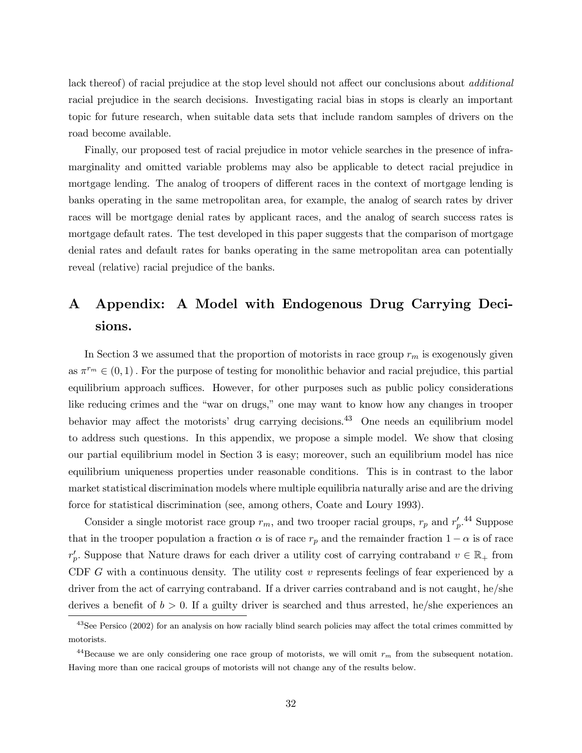lack thereof) of racial prejudice at the stop level should not affect our conclusions about *additional* racial prejudice in the search decisions. Investigating racial bias in stops is clearly an important topic for future research, when suitable data sets that include random samples of drivers on the road become available.

Finally, our proposed test of racial prejudice in motor vehicle searches in the presence of infra-marginality and omitted variable problems may also be applicable to detect racial prejudice in mortgage lending. The analog of troopers of different races in the context of mortgage lending is banks operating in the same metropolitan area, for example, the analog of search rates by driver races will be mortgage denial rates by applicant races, and the analog of search success rates is mortgage default rates. The test developed in this paper suggests that the comparison of mortgage denial rates and default rates for banks operating in the same metropolitan area can potentially reveal (relative) racial prejudice of the banks.

# A Appendix: A Model with Endogenous Drug Carrying Decisions.

In Section 3 we assumed that the proportion of motorists in race group $r_m$ is exogenously given as $\pi^{r_m} \in (0,1)$. For the purpose of testing for monolithic behavior and racial prejudice, this partial equilibrium approach suffices. However, for other purposes such as public policy considerations like reducing crimes and the "war on drugs," one may want to know how any changes in trooper behavior may affect the motorists' drug carrying decisions.[43] One needs an equilibrium model to address such questions. In this appendix, we propose a simple model. We show that closing our partial equilibrium model in Section 3 is easy; moreover, such an equilibrium model has nice equilibrium uniqueness properties under reasonable conditions. This is in contrast to the labor market statistical discrimination models where multiple equilibria naturally arise and are the driving force for statistical discrimination (see, among others, Coate and Loury 1993).

Consider a single motorist race group $r_m$, and two trooper racial groups, $r_p$ and $r_p'$.[44] Suppose that in the trooper population a fraction $\alpha$ is of race $r_p$ and the remainder fraction $1-\alpha$ is of race $r_p'$. Suppose that Nature draws for each driver a utility cost of carrying contraband $v \in \mathbb{R}_+$ from CDF $G$ with a continuous density. The utility cost $v$ represents feelings of fear experienced by a driver from the act of carrying contraband. If a driver carries contraband and is not caught, he/she derives a benefit of $b > 0$. If a guilty driver is searched and thus arrested, he/she experiences an

[43] See Persico (2002) for an analysis on how racially blind search policies may affect the total crimes committed by motorists.

[44] Because we are only considering one race group of motorists, we will omit $r_m$ from the subsequent notation. Having more than one racical groups of motorists will not change any of the results below.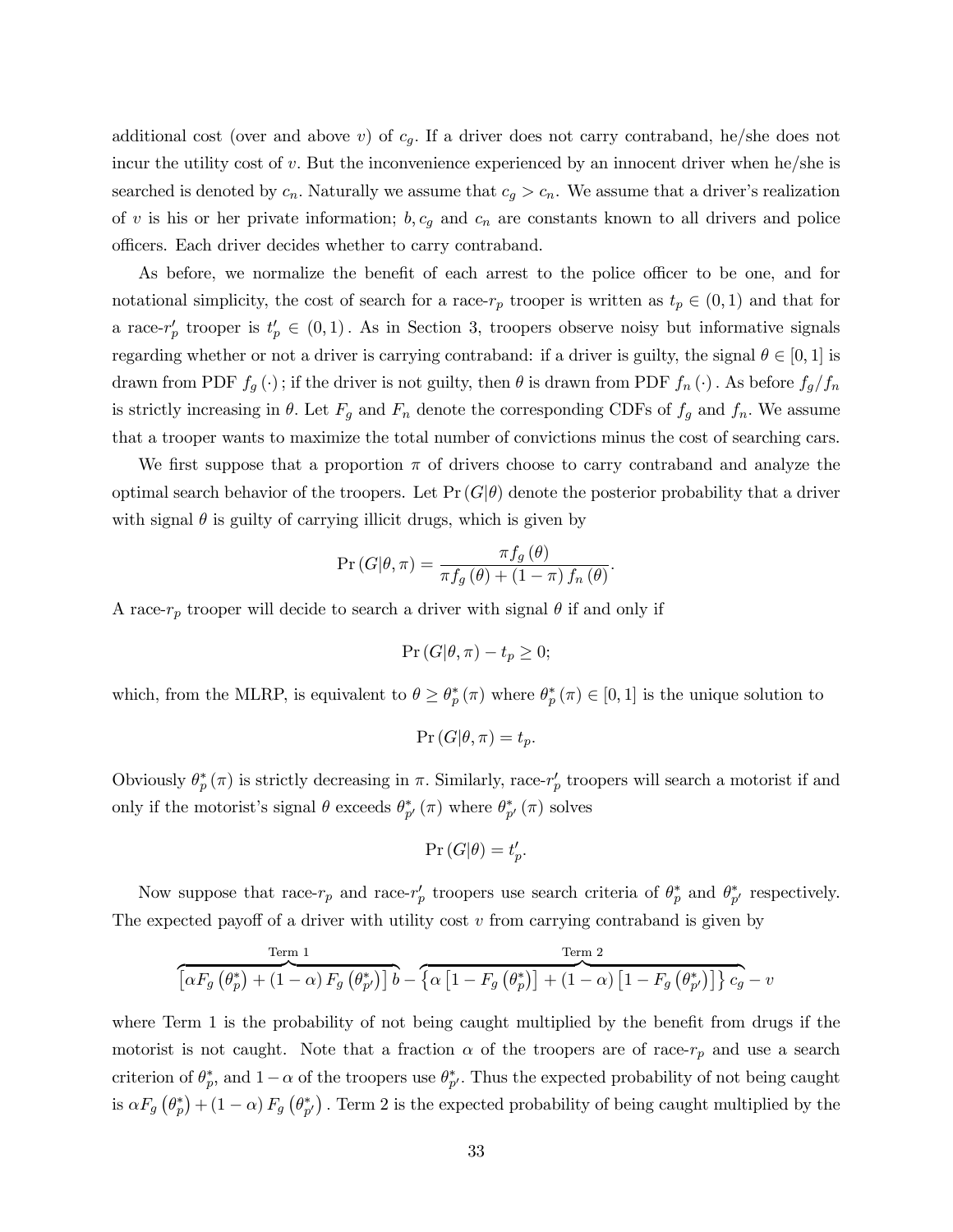additional cost (over and above $v$) of $c_g$. If a driver does not carry contraband, he/she does not incur the utility cost of $v$. But the inconvenience experienced by an innocent driver when he/she is searched is denoted by $c_n$. Naturally we assume that $c_g > c_n$. We assume that a driver's realization of $v$ is his or her private information; $b, c_g$ and $c_n$ are constants known to all drivers and police officers. Each driver decides whether to carry contraband.

As before, we normalize the benefit of each arrest to the police officer to be one, and for notational simplicity, the cost of search for a race-$r_p$ trooper is written as $t_p \in (0,1)$ and that for a race-$r_p'$ trooper is $t_p' \in (0,1)$. As in Section 3, troopers observe noisy but informative signals regarding whether or not a driver is carrying contraband: if a driver is guilty, the signal $\theta \in [0,1]$ is drawn from PDF $f_g(\cdot)$; if the driver is not guilty, then $\theta$ is drawn from PDF $f_n(\cdot)$. As before $f_g/f_n$ is strictly increasing in $\theta$. Let $F_g$ and $F_n$ denote the corresponding CDFs of $f_g$ and $f_n$. We assume that a trooper wants to maximize the total number of convictions minus the cost of searching cars.

We first suppose that a proportion $\pi$ of drivers choose to carry contraband and analyze the optimal search behavior of the troopers. Let $\Pr(G|\theta)$ denote the posterior probability that a driver with signal $\theta$ is guilty of carrying illicit drugs, which is given by

$$\Pr(G|\theta, \pi) = \frac{\pi f_g(\theta)}{\pi f_g(\theta) + (1-\pi) f_n(\theta)}.$$

A race-$r_p$ trooper will decide to search a driver with signal $\theta$ if and only if

$$\Pr(G|\theta, \pi) - t_p \geq 0;$$

which, from the MLRP, is equivalent to $\theta \geq \theta_p^*(\pi)$ where $\theta_p^*(\pi) \in [0,1]$ is the unique solution to

$$\Pr(G|\theta, \pi) = t_p.$$

Obviously $\theta_p^*(\pi)$ is strictly decreasing in $\pi$. Similarly, race-$r_p'$ troopers will search a motorist if and only if the motorist's signal $\theta$ exceeds $\theta_{p'}^*(\pi)$ where $\theta_{p'}^*(\pi)$ solves

$$\Pr(G|\theta) = t_p'.$$

Now suppose that race-$r_p$ and race-$r_p'$ troopers use search criteria of $\theta_p^*$ and $\theta_{p'}^*$ respectively. The expected payoff of a driver with utility cost $v$ from carrying contraband is given by

$$\overbrace{\left[\alpha F_g\left(\theta_p^*\right) + (1-\alpha) F_g\left(\theta_{p'}^*\right)\right] b}^{\text{Term 1}} - \overbrace{\left\{\alpha\left[1 - F_g\left(\theta_p^*\right)\right] + (1-\alpha)\left[1 - F_g\left(\theta_{p'}^*\right)\right]\right\} c_g}^{\text{Term 2}} - v$$

where Term 1 is the probability of not being caught multiplied by the benefit from drugs if the motorist is not caught. Note that a fraction $\alpha$ of the troopers are of race-$r_p$ and use a search criterion of $\theta_p^*$, and $1-\alpha$ of the troopers use $\theta_{p'}^*$. Thus the expected probability of not being caught is $\alpha F_g\left(\theta_p^*\right) + (1-\alpha) F_g\left(\theta_{p'}^*\right)$. Term 2 is the expected probability of being caught multiplied by the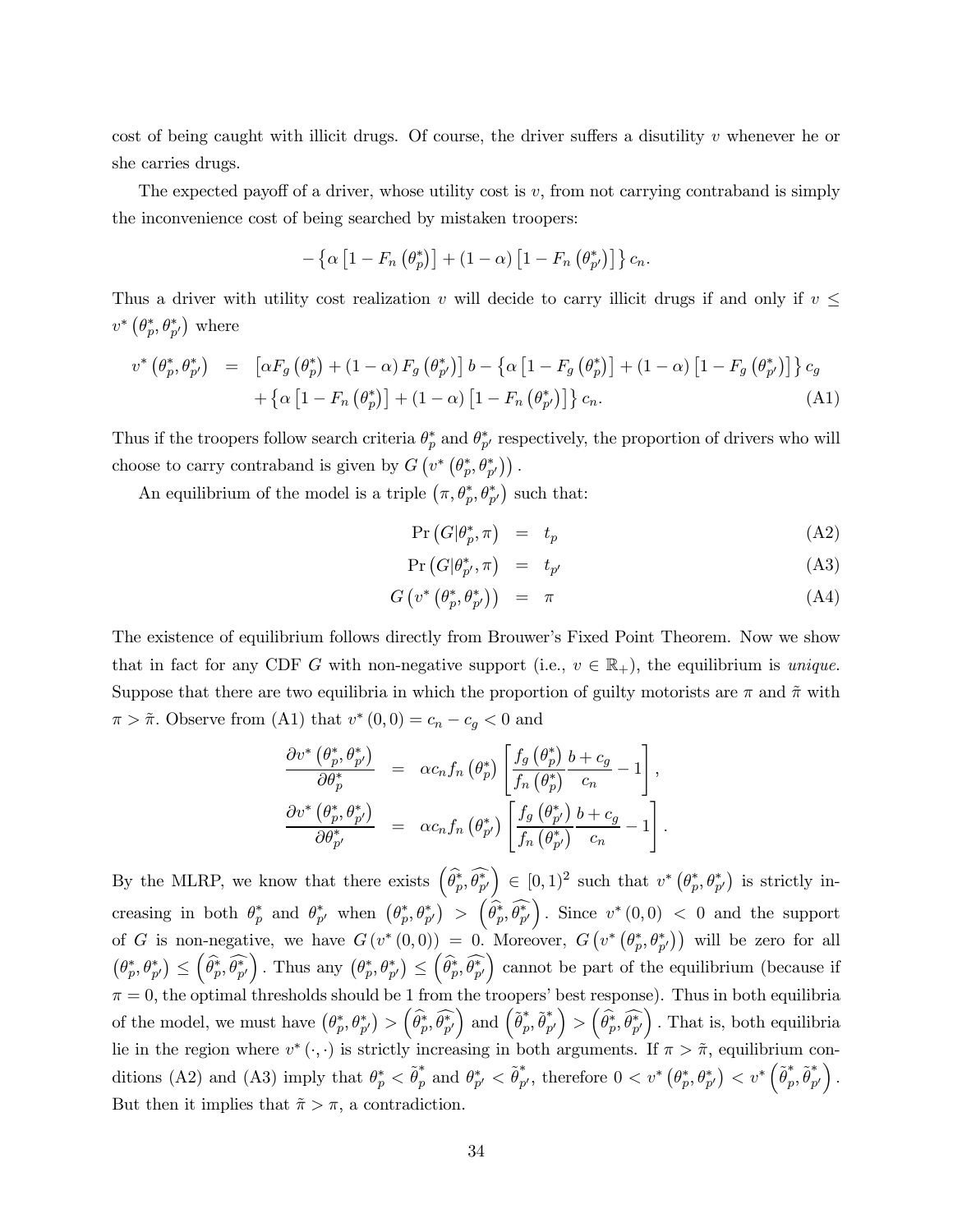cost of being caught with illicit drugs. Of course, the driver suffers a disutility $v$ whenever he or she carries drugs.

The expected payoff of a driver, whose utility cost is $v$, from not carrying contraband is simply the inconvenience cost of being searched by mistaken troopers:

$$-\left\{\alpha\left[1-F_n\left(\theta_p^*\right)\right]+(1-\alpha)\left[1-F_n\left(\theta_{p'}^*\right)\right]\right\}c_n.$$

Thus a driver with utility cost realization $v$ will decide to carry illicit drugs if and only if $v \leq v^*\left(\theta_p^*, \theta_{p'}^*\right)$ where

$$\begin{aligned}
v^*\left(\theta_p^*, \theta_{p'}^*\right) &= \left[\alpha F_g\left(\theta_p^*\right)+(1-\alpha)F_g\left(\theta_{p'}^*\right)\right]b-\left\{\alpha\left[1-F_g\left(\theta_p^*\right)\right]+(1-\alpha)\left[1-F_g\left(\theta_{p'}^*\right)\right]\right\}c_g \\
&\quad +\left\{\alpha\left[1-F_n\left(\theta_p^*\right)\right]+(1-\alpha)\left[1-F_n\left(\theta_{p'}^*\right)\right]\right\}c_n. \qquad \text{(A1)}
\end{aligned}$$

Thus if the troopers follow search criteria $\theta_p^*$ and $\theta_{p'}^*$ respectively, the proportion of drivers who will choose to carry contraband is given by $G\left(v^*\left(\theta_p^*, \theta_{p'}^*\right)\right)$.

An equilibrium of the model is a triple $\left(\pi, \theta_p^*, \theta_{p'}^*\right)$ such that:

$$\begin{aligned}
\Pr\left(G|\theta_p^*, \pi\right) &= t_p \qquad \text{(A2)}\\
\Pr\left(G|\theta_{p'}^*, \pi\right) &= t_{p'} \qquad \text{(A3)}\\
G\left(v^*\left(\theta_p^*, \theta_{p'}^*\right)\right) &= \pi \qquad \text{(A4)}
\end{aligned}$$

The existence of equilibrium follows directly from Brouwer's Fixed Point Theorem. Now we show that in fact for any CDF $G$ with non-negative support (i.e., $v \in \mathbb{R}_+$), the equilibrium is *unique*. Suppose that there are two equilibria in which the proportion of guilty motorists are $\pi$ and $\tilde{\pi}$ with $\pi > \tilde{\pi}$. Observe from (A1) that $v^*(0,0) = c_n - c_g < 0$ and

$$\begin{aligned}
\frac{\partial v^*\left(\theta_p^*, \theta_{p'}^*\right)}{\partial \theta_p^*} &= \alpha c_n f_n\left(\theta_p^*\right)\left[\frac{f_g\left(\theta_p^*\right)}{f_n\left(\theta_p^*\right)}\frac{b+c_g}{c_n}-1\right],\\
\frac{\partial v^*\left(\theta_p^*, \theta_{p'}^*\right)}{\partial \theta_{p'}^*} &= \alpha c_n f_n\left(\theta_{p'}^*\right)\left[\frac{f_g\left(\theta_{p'}^*\right)}{f_n\left(\theta_{p'}^*\right)}\frac{b+c_g}{c_n}-1\right].
\end{aligned}$$

By the MLRP, we know that there exists $\left(\widehat{\theta_p^*}, \widehat{\theta_{p'}^*}\right) \in [0,1)^2$ such that $v^*\left(\theta_p^*, \theta_{p'}^*\right)$ is strictly increasing in both $\theta_p^*$ and $\theta_{p'}^*$ when $\left(\theta_p^*, \theta_{p'}^*\right) > \left(\widehat{\theta_p^*}, \widehat{\theta_{p'}^*}\right)$. Since $v^*(0,0) < 0$ and the support of $G$ is non-negative, we have $G\left(v^*(0,0)\right) = 0$. Moreover, $G\left(v^*\left(\theta_p^*, \theta_{p'}^*\right)\right)$ will be zero for all $\left(\theta_p^*, \theta_{p'}^*\right) \leq \left(\widehat{\theta_p^*}, \widehat{\theta_{p'}^*}\right)$. Thus any $\left(\theta_p^*, \theta_{p'}^*\right) \leq \left(\widehat{\theta_p^*}, \widehat{\theta_{p'}^*}\right)$ cannot be part of the equilibrium (because if $\pi = 0$, the optimal thresholds should be 1 from the troopers' best response). Thus in both equilibria of the model, we must have $\left(\theta_p^*, \theta_{p'}^*\right) > \left(\widehat{\theta_p^*}, \widehat{\theta_{p'}^*}\right)$ and $\left(\tilde{\theta}_p^*, \tilde{\theta}_{p'}^*\right) > \left(\widehat{\theta_p^*}, \widehat{\theta_{p'}^*}\right)$. That is, both equilibria lie in the region where $v^*(\cdot,\cdot)$ is strictly increasing in both arguments. If $\pi > \tilde{\pi}$, equilibrium conditions (A2) and (A3) imply that $\theta_p^* < \tilde{\theta}_p^*$ and $\theta_{p'}^* < \tilde{\theta}_{p'}^*$, therefore $0 < v^*\left(\theta_p^*, \theta_{p'}^*\right) < v^*\left(\tilde{\theta}_p^*, \tilde{\theta}_{p'}^*\right)$. But then it implies that $\tilde{\pi} > \pi$, a contradiction.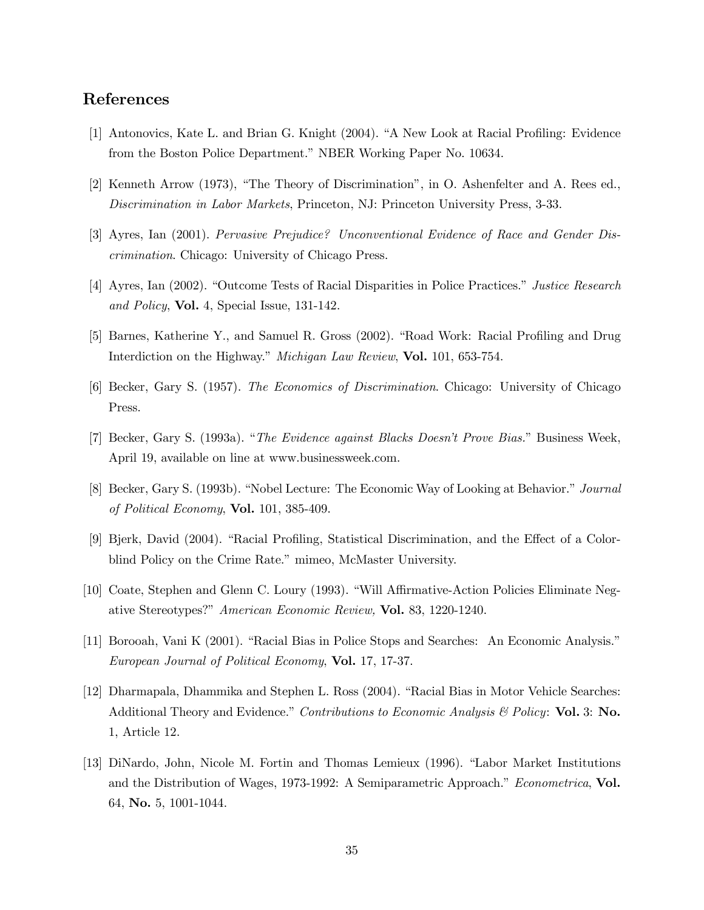## References

[1] Antonovics, Kate L. and Brian G. Knight (2004). "A New Look at Racial Profiling: Evidence from the Boston Police Department." NBER Working Paper No. 10634.

[2] Kenneth Arrow (1973), "The Theory of Discrimination", in O. Ashenfelter and A. Rees ed., *Discrimination in Labor Markets*, Princeton, NJ: Princeton University Press, 3-33.

[3] Ayres, Ian (2001). *Pervasive Prejudice? Unconventional Evidence of Race and Gender Discrimination*. Chicago: University of Chicago Press.

[4] Ayres, Ian (2002). "Outcome Tests of Racial Disparities in Police Practices." *Justice Research and Policy*, **Vol.** 4, Special Issue, 131-142.

[5] Barnes, Katherine Y., and Samuel R. Gross (2002). "Road Work: Racial Profiling and Drug Interdiction on the Highway." *Michigan Law Review*, **Vol.** 101, 653-754.

[6] Becker, Gary S. (1957). *The Economics of Discrimination*. Chicago: University of Chicago Press.

[7] Becker, Gary S. (1993a). "*The Evidence against Blacks Doesn't Prove Bias.*" Business Week, April 19, available on line at www.businessweek.com.

[8] Becker, Gary S. (1993b). "Nobel Lecture: The Economic Way of Looking at Behavior." *Journal of Political Economy*, **Vol.** 101, 385-409.

[9] Bjerk, David (2004). "Racial Profiling, Statistical Discrimination, and the Effect of a Colorblind Policy on the Crime Rate." mimeo, McMaster University.

[10] Coate, Stephen and Glenn C. Loury (1993). "Will Affirmative-Action Policies Eliminate Negative Stereotypes?" *American Economic Review,* **Vol.** 83, 1220-1240.

[11] Borooah, Vani K (2001). "Racial Bias in Police Stops and Searches: An Economic Analysis." *European Journal of Political Economy*, **Vol.** 17, 17-37.

[12] Dharmapala, Dhammika and Stephen L. Ross (2004). "Racial Bias in Motor Vehicle Searches: Additional Theory and Evidence." *Contributions to Economic Analysis & Policy*: **Vol.** 3: **No.** 1, Article 12.

[13] DiNardo, John, Nicole M. Fortin and Thomas Lemieux (1996). "Labor Market Institutions and the Distribution of Wages, 1973-1992: A Semiparametric Approach." *Econometrica*, **Vol.** 64, **No.** 5, 1001-1044.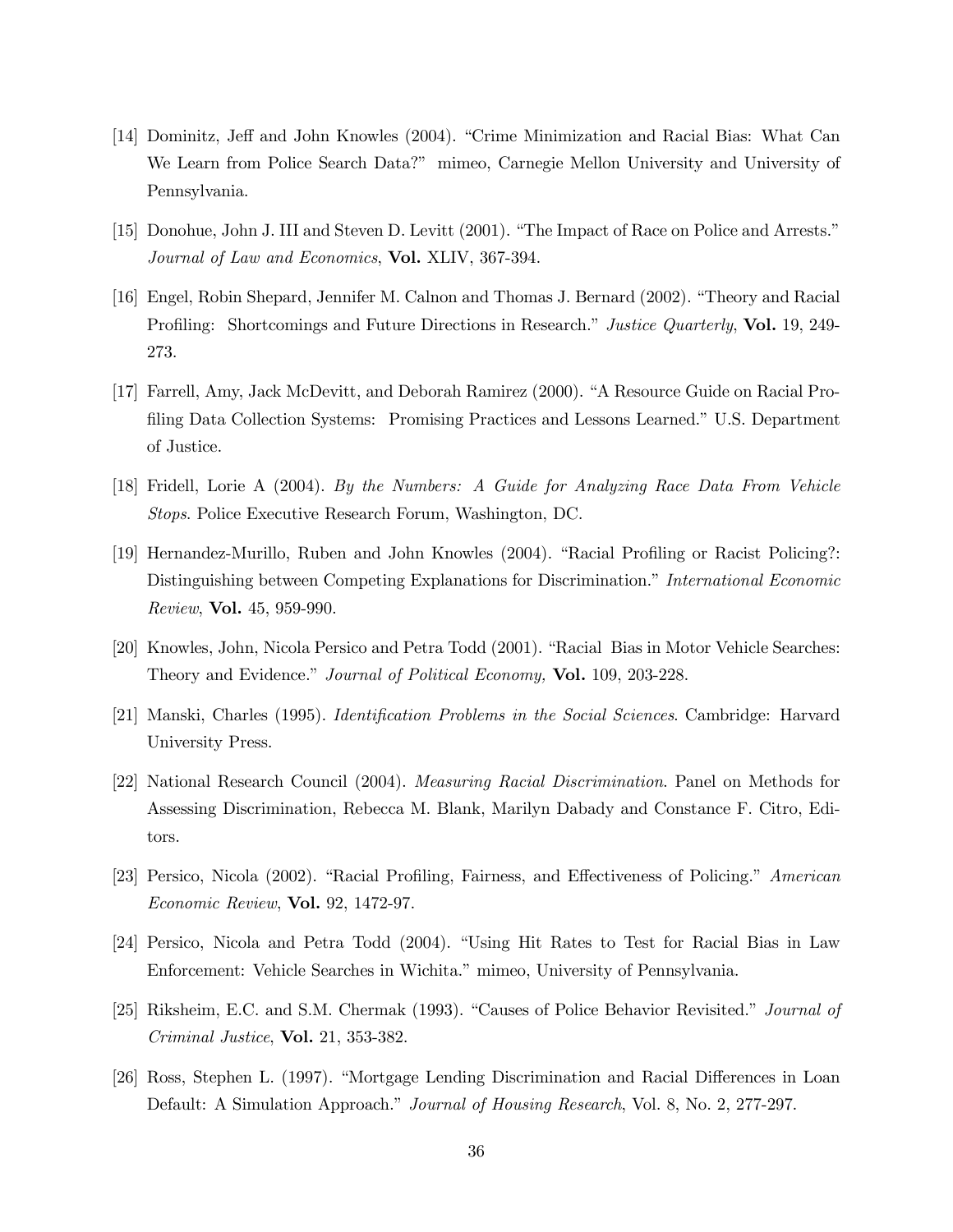[14] Dominitz, Jeff and John Knowles (2004). "Crime Minimization and Racial Bias: What Can We Learn from Police Search Data?" mimeo, Carnegie Mellon University and University of Pennsylvania.

[15] Donohue, John J. III and Steven D. Levitt (2001). "The Impact of Race on Police and Arrests." *Journal of Law and Economics*, **Vol.** XLIV, 367-394.

[16] Engel, Robin Shepard, Jennifer M. Calnon and Thomas J. Bernard (2002). "Theory and Racial Profiling: Shortcomings and Future Directions in Research." *Justice Quarterly*, **Vol.** 19, 249-273.

[17] Farrell, Amy, Jack McDevitt, and Deborah Ramirez (2000). "A Resource Guide on Racial Profiling Data Collection Systems: Promising Practices and Lessons Learned." U.S. Department of Justice.

[18] Fridell, Lorie A (2004). *By the Numbers: A Guide for Analyzing Race Data From Vehicle Stops*. Police Executive Research Forum, Washington, DC.

[19] Hernandez-Murillo, Ruben and John Knowles (2004). "Racial Profiling or Racist Policing?: Distinguishing between Competing Explanations for Discrimination." *International Economic Review*, **Vol.** 45, 959-990.

[20] Knowles, John, Nicola Persico and Petra Todd (2001). "Racial Bias in Motor Vehicle Searches: Theory and Evidence." *Journal of Political Economy,* **Vol.** 109, 203-228.

[21] Manski, Charles (1995). *Identification Problems in the Social Sciences*. Cambridge: Harvard University Press.

[22] National Research Council (2004). *Measuring Racial Discrimination*. Panel on Methods for Assessing Discrimination, Rebecca M. Blank, Marilyn Dabady and Constance F. Citro, Editors.

[23] Persico, Nicola (2002). "Racial Profiling, Fairness, and Effectiveness of Policing." *American Economic Review*, **Vol.** 92, 1472-97.

[24] Persico, Nicola and Petra Todd (2004). "Using Hit Rates to Test for Racial Bias in Law Enforcement: Vehicle Searches in Wichita." mimeo, University of Pennsylvania.

[25] Riksheim, E.C. and S.M. Chermak (1993). "Causes of Police Behavior Revisited." *Journal of Criminal Justice*, **Vol.** 21, 353-382.

[26] Ross, Stephen L. (1997). "Mortgage Lending Discrimination and Racial Differences in Loan Default: A Simulation Approach." *Journal of Housing Research*, Vol. 8, No. 2, 277-297.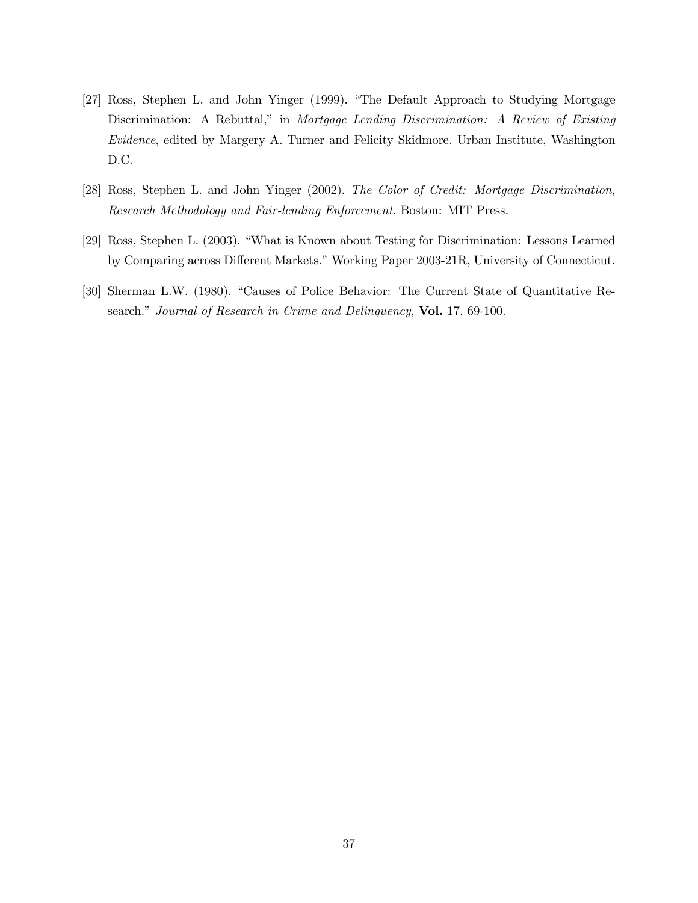[27] Ross, Stephen L. and John Yinger (1999). "The Default Approach to Studying Mortgage Discrimination: A Rebuttal," in *Mortgage Lending Discrimination: A Review of Existing Evidence*, edited by Margery A. Turner and Felicity Skidmore. Urban Institute, Washington D.C.

[28] Ross, Stephen L. and John Yinger (2002). *The Color of Credit: Mortgage Discrimination, Research Methodology and Fair-lending Enforcement.* Boston: MIT Press.

[29] Ross, Stephen L. (2003). "What is Known about Testing for Discrimination: Lessons Learned by Comparing across Different Markets." Working Paper 2003-21R, University of Connecticut.

[30] Sherman L.W. (1980). "Causes of Police Behavior: The Current State of Quantitative Research." *Journal of Research in Crime and Delinquency*, **Vol.** 17, 69-100.